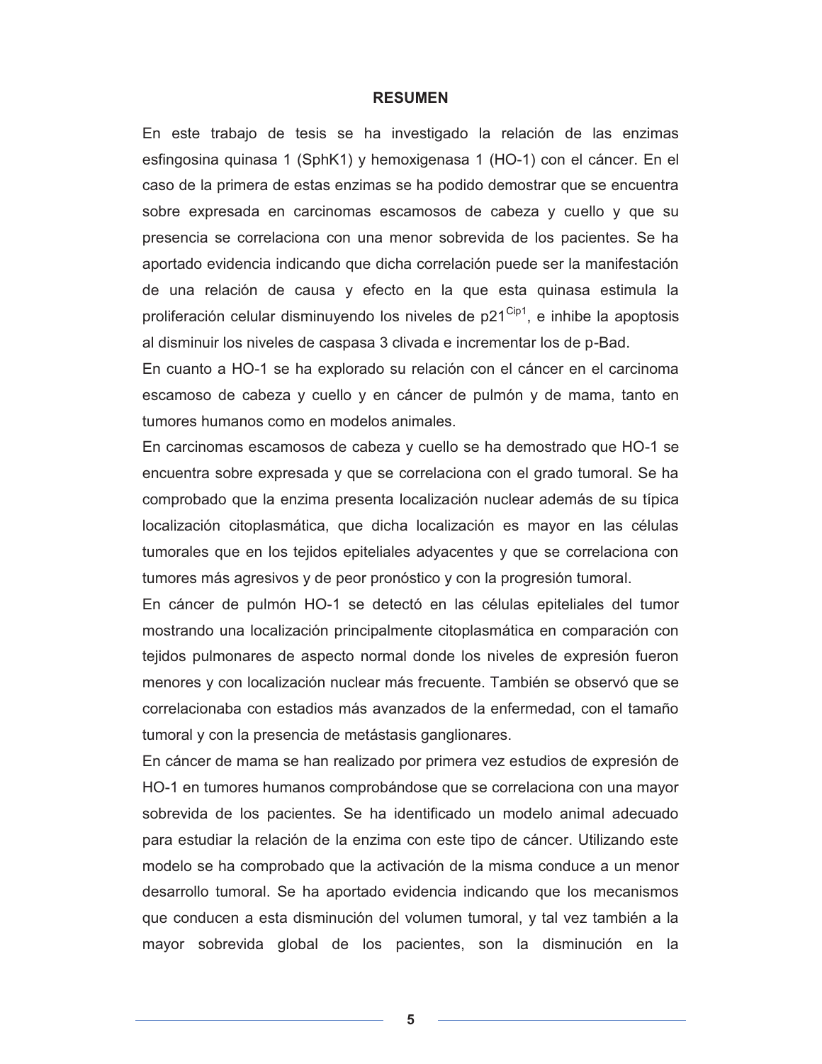# RESUMEN

En este trabajo de tesis se ha investigado la relación de las enzimas esfingosina quinasa 1 (SphK1) y hemoxigenasa 1 (HO-1) con el cáncer. En el caso de la primera de estas enzimas se ha podido demostrar que se encuentra sobre expresada en carcinomas escamosos de cabeza y cuello y que su presencia se correlaciona con una menor sobrevida de los pacientes. Se ha aportado evidencia indicando que dicha correlación puede ser la manifestación de una relación de causa y efecto en la que esta quinasa estimula la proliferación celular disminuyendo los niveles de $p21^{Cip1}$, e inhibe la apoptosis al disminuir los niveles de caspasa 3 clivada e incrementar los de p-Bad.

En cuanto a HO-1 se ha explorado su relación con el cáncer en el carcinoma escamoso de cabeza y cuello y en cáncer de pulmón y de mama, tanto en tumores humanos como en modelos animales.

En carcinomas escamosos de cabeza y cuello se ha demostrado que HO-1 se encuentra sobre expresada y que se correlaciona con el grado tumoral. Se ha comprobado que la enzima presenta localización nuclear además de su típica localización citoplasmática, que dicha localización es mayor en las células tumorales que en los tejidos epiteliales adyacentes y que se correlaciona con tumores más agresivos y de peor pronóstico y con la progresión tumoral.

En cáncer de pulmón HO-1 se detectó en las células epiteliales del tumor mostrando una localización principalmente citoplasmática en comparación con tejidos pulmonares de aspecto normal donde los niveles de expresión fueron menores y con localización nuclear más frecuente. También se observó que se correlacionaba con estadios más avanzados de la enfermedad, con el tamaño tumoral y con la presencia de metástasis ganglionares.

En cáncer de mama se han realizado por primera vez estudios de expresión de HO-1 en tumores humanos comprobándose que se correlaciona con una mayor sobrevida de los pacientes. Se ha identificado un modelo animal adecuado para estudiar la relación de la enzima con este tipo de cáncer. Utilizando este modelo se ha comprobado que la activación de la misma conduce a un menor desarrollo tumoral. Se ha aportado evidencia indicando que los mecanismos que conducen a esta disminución del volumen tumoral, y tal vez también a la mayor sobrevida global de los pacientes, son la disminución en la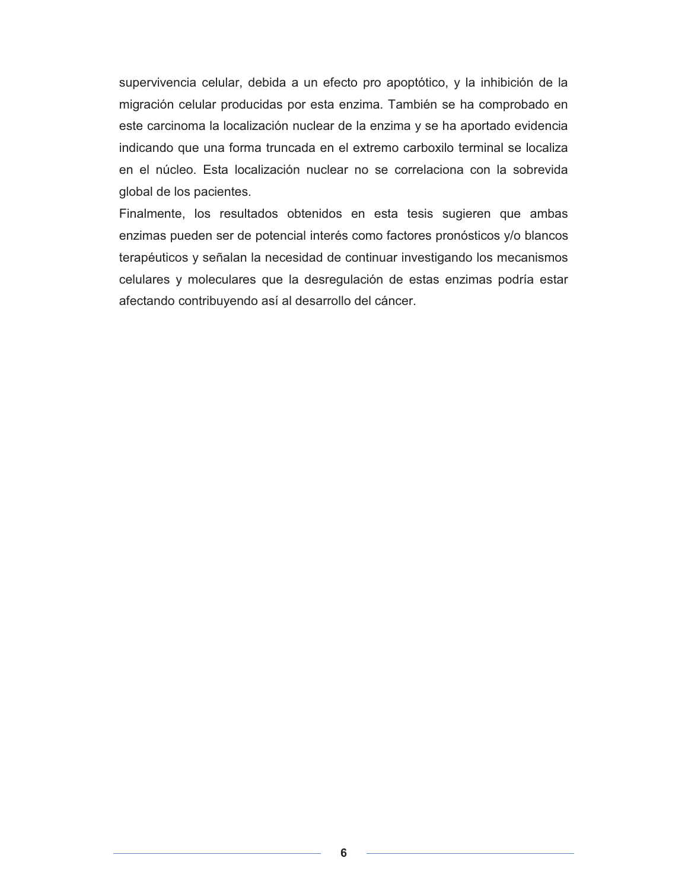supervivencia celular, debida a un efecto pro apoptótico, y la inhibición de la migración celular producidas por esta enzima. También se ha comprobado en este carcinoma la localización nuclear de la enzima y se ha aportado evidencia indicando que una forma truncada en el extremo carboxilo terminal se localiza en el núcleo. Esta localización nuclear no se correlaciona con la sobrevida global de los pacientes.

Finalmente, los resultados obtenidos en esta tesis sugieren que ambas enzimas pueden ser de potencial interés como factores pronósticos y/o blancos terapéuticos y señalan la necesidad de continuar investigando los mecanismos celulares y moleculares que la desregulación de estas enzimas podría estar afectando contribuyendo así al desarrollo del cáncer.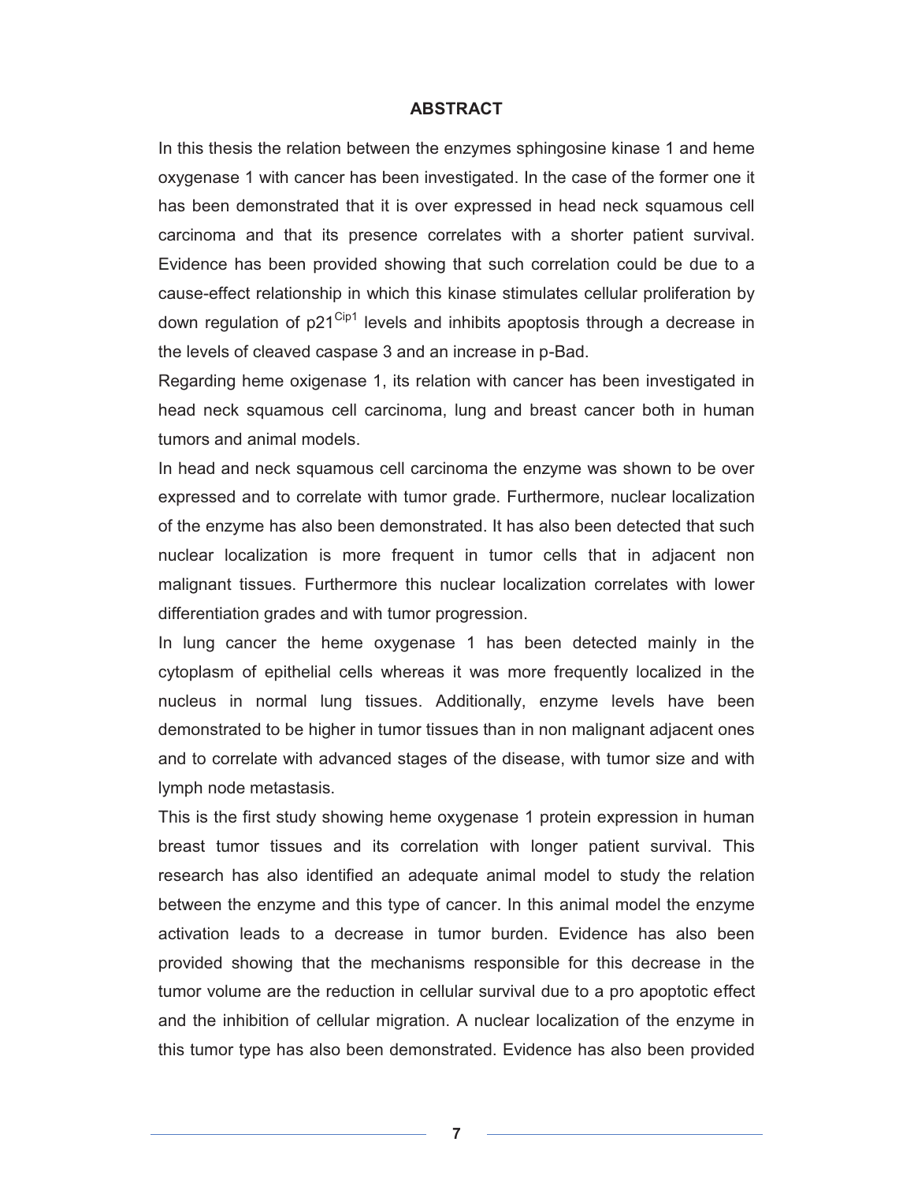# ABSTRACT

In this thesis the relation between the enzymes sphingosine kinase 1 and heme oxygenase 1 with cancer has been investigated. In the case of the former one it has been demonstrated that it is over expressed in head neck squamous cell carcinoma and that its presence correlates with a shorter patient survival. Evidence has been provided showing that such correlation could be due to a cause-effect relationship in which this kinase stimulates cellular proliferation by down regulation of p21$^{Cip1}$ levels and inhibits apoptosis through a decrease in the levels of cleaved caspase 3 and an increase in p-Bad.

Regarding heme oxigenase 1, its relation with cancer has been investigated in head neck squamous cell carcinoma, lung and breast cancer both in human tumors and animal models.

In head and neck squamous cell carcinoma the enzyme was shown to be over expressed and to correlate with tumor grade. Furthermore, nuclear localization of the enzyme has also been demonstrated. It has also been detected that such nuclear localization is more frequent in tumor cells that in adjacent non malignant tissues. Furthermore this nuclear localization correlates with lower differentiation grades and with tumor progression.

In lung cancer the heme oxygenase 1 has been detected mainly in the cytoplasm of epithelial cells whereas it was more frequently localized in the nucleus in normal lung tissues. Additionally, enzyme levels have been demonstrated to be higher in tumor tissues than in non malignant adjacent ones and to correlate with advanced stages of the disease, with tumor size and with lymph node metastasis.

This is the first study showing heme oxygenase 1 protein expression in human breast tumor tissues and its correlation with longer patient survival. This research has also identified an adequate animal model to study the relation between the enzyme and this type of cancer. In this animal model the enzyme activation leads to a decrease in tumor burden. Evidence has also been provided showing that the mechanisms responsible for this decrease in the tumor volume are the reduction in cellular survival due to a pro apoptotic effect and the inhibition of cellular migration. A nuclear localization of the enzyme in this tumor type has also been demonstrated. Evidence has also been provided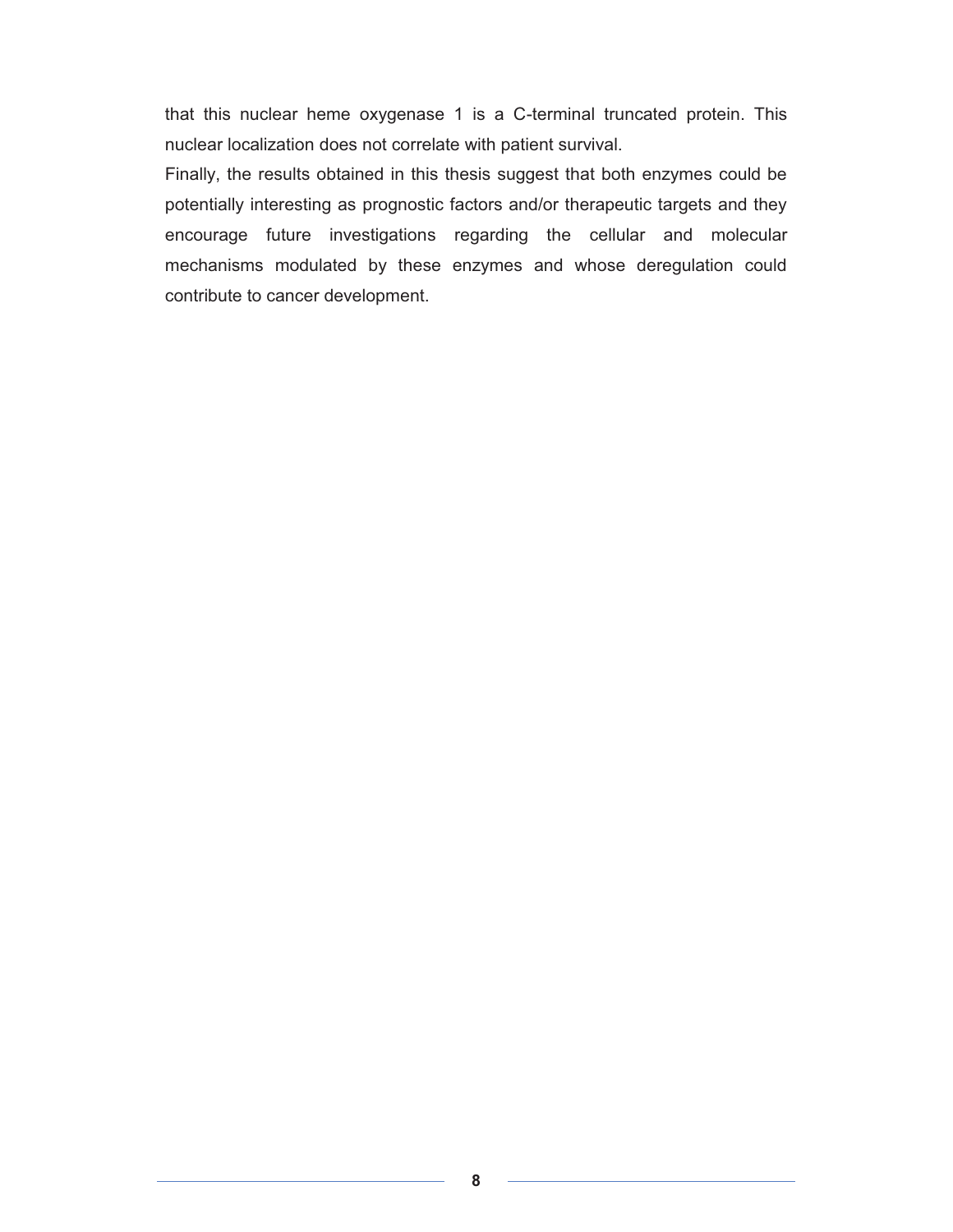that this nuclear heme oxygenase 1 is a C-terminal truncated protein. This nuclear localization does not correlate with patient survival.

Finally, the results obtained in this thesis suggest that both enzymes could be potentially interesting as prognostic factors and/or therapeutic targets and they encourage future investigations regarding the cellular and molecular mechanisms modulated by these enzymes and whose deregulation could contribute to cancer development.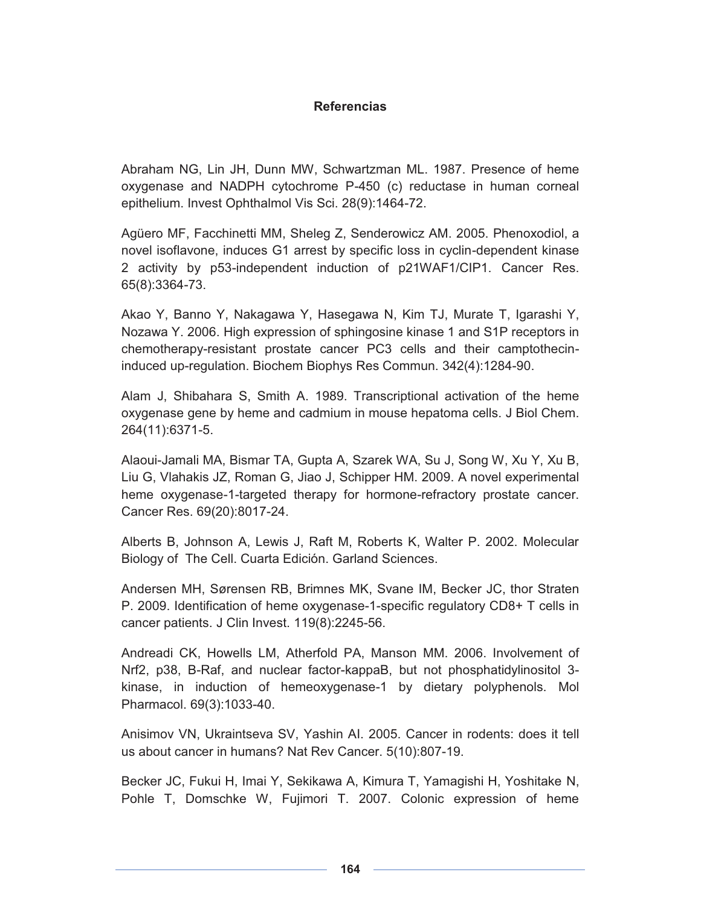## Referencias

Abraham NG, Lin JH, Dunn MW, Schwartzman ML. 1987. Presence of heme oxygenase and NADPH cytochrome P-450 (c) reductase in human corneal epithelium. Invest Ophthalmol Vis Sci. 28(9):1464-72.

Agüero MF, Facchinetti MM, Sheleg Z, Senderowicz AM. 2005. Phenoxodiol, a novel isoflavone, induces G1 arrest by specific loss in cyclin-dependent kinase 2 activity by p53-independent induction of p21WAF1/CIP1. Cancer Res. 65(8):3364-73.

Akao Y, Banno Y, Nakagawa Y, Hasegawa N, Kim TJ, Murate T, Igarashi Y, Nozawa Y. 2006. High expression of sphingosine kinase 1 and S1P receptors in chemotherapy-resistant prostate cancer PC3 cells and their camptothecin-induced up-regulation. Biochem Biophys Res Commun. 342(4):1284-90.

Alam J, Shibahara S, Smith A. 1989. Transcriptional activation of the heme oxygenase gene by heme and cadmium in mouse hepatoma cells. J Biol Chem. 264(11):6371-5.

Alaoui-Jamali MA, Bismar TA, Gupta A, Szarek WA, Su J, Song W, Xu Y, Xu B, Liu G, Vlahakis JZ, Roman G, Jiao J, Schipper HM. 2009. A novel experimental heme oxygenase-1-targeted therapy for hormone-refractory prostate cancer. Cancer Res. 69(20):8017-24.

Alberts B, Johnson A, Lewis J, Raft M, Roberts K, Walter P. 2002. Molecular Biology of The Cell. Cuarta Edición. Garland Sciences.

Andersen MH, Sørensen RB, Brimnes MK, Svane IM, Becker JC, thor Straten P. 2009. Identification of heme oxygenase-1-specific regulatory CD8+ T cells in cancer patients. J Clin Invest. 119(8):2245-56.

Andreadi CK, Howells LM, Atherfold PA, Manson MM. 2006. Involvement of Nrf2, p38, B-Raf, and nuclear factor-kappaB, but not phosphatidylinositol 3-kinase, in induction of hemeoxygenase-1 by dietary polyphenols. Mol Pharmacol. 69(3):1033-40.

Anisimov VN, Ukraintseva SV, Yashin AI. 2005. Cancer in rodents: does it tell us about cancer in humans? Nat Rev Cancer. 5(10):807-19.

Becker JC, Fukui H, Imai Y, Sekikawa A, Kimura T, Yamagishi H, Yoshitake N, Pohle T, Domschke W, Fujimori T. 2007. Colonic expression of heme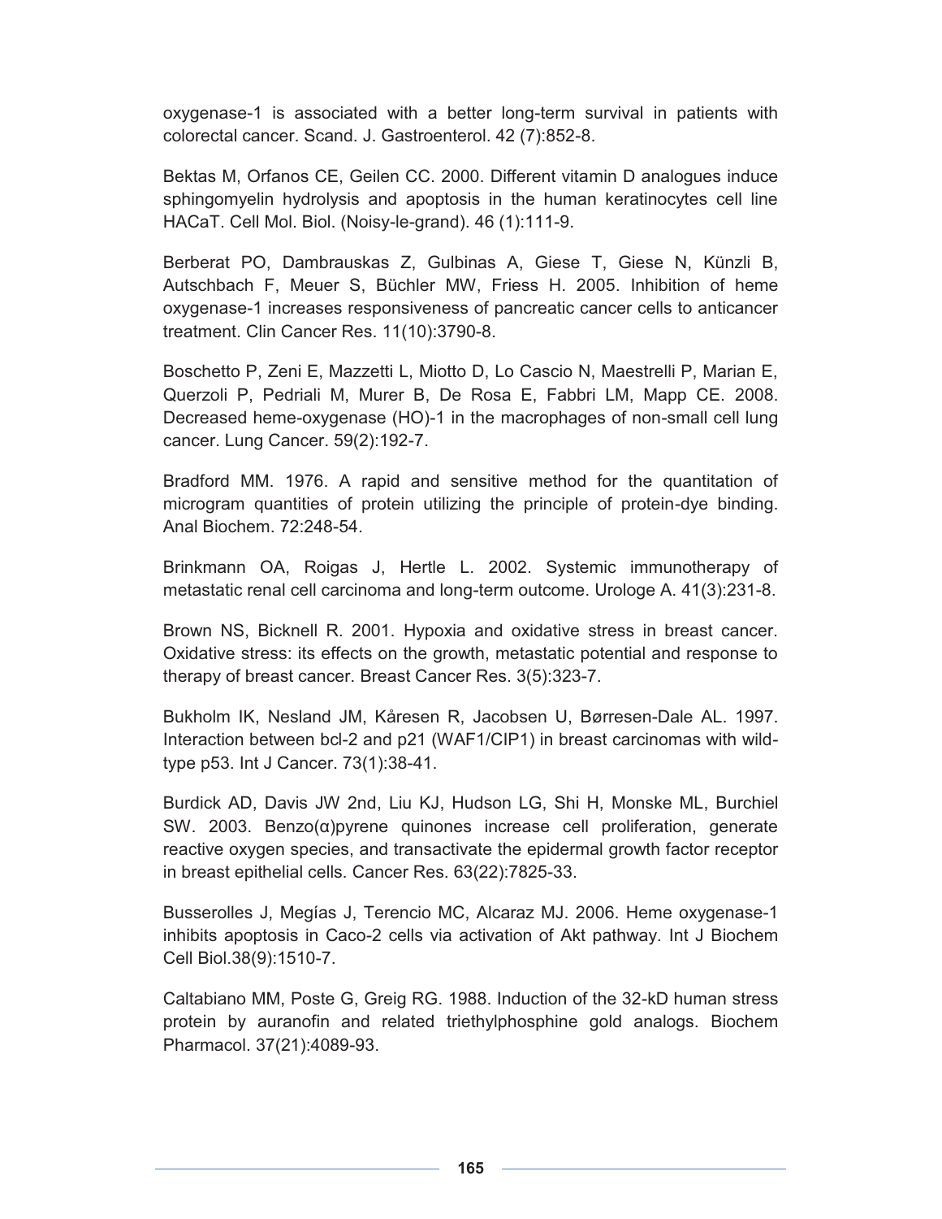oxygenase-1 is associated with a better long-term survival in patients with colorectal cancer. Scand. J. Gastroenterol. 42 (7):852-8.

Bektas M, Orfanos CE, Geilen CC. 2000. Different vitamin D analogues induce sphingomyelin hydrolysis and apoptosis in the human keratinocytes cell line HACaT. Cell Mol. Biol. (Noisy-le-grand). 46 (1):111-9.

Berberat PO, Dambrauskas Z, Gulbinas A, Giese T, Giese N, Künzli B, Autschbach F, Meuer S, Büchler MW, Friess H. 2005. Inhibition of heme oxygenase-1 increases responsiveness of pancreatic cancer cells to anticancer treatment. Clin Cancer Res. 11(10):3790-8.

Boschetto P, Zeni E, Mazzetti L, Miotto D, Lo Cascio N, Maestrelli P, Marian E, Querzoli P, Pedriali M, Murer B, De Rosa E, Fabbri LM, Mapp CE. 2008. Decreased heme-oxygenase (HO)-1 in the macrophages of non-small cell lung cancer. Lung Cancer. 59(2):192-7.

Bradford MM. 1976. A rapid and sensitive method for the quantitation of microgram quantities of protein utilizing the principle of protein-dye binding. Anal Biochem. 72:248-54.

Brinkmann OA, Roigas J, Hertle L. 2002. Systemic immunotherapy of metastatic renal cell carcinoma and long-term outcome. Urologe A. 41(3):231-8.

Brown NS, Bicknell R. 2001. Hypoxia and oxidative stress in breast cancer. Oxidative stress: its effects on the growth, metastatic potential and response to therapy of breast cancer. Breast Cancer Res. 3(5):323-7.

Bukholm IK, Nesland JM, Kåresen R, Jacobsen U, Børresen-Dale AL. 1997. Interaction between bcl-2 and p21 (WAF1/CIP1) in breast carcinomas with wild-type p53. Int J Cancer. 73(1):38-41.

Burdick AD, Davis JW 2nd, Liu KJ, Hudson LG, Shi H, Monske ML, Burchiel SW. 2003. Benzo(α)pyrene quinones increase cell proliferation, generate reactive oxygen species, and transactivate the epidermal growth factor receptor in breast epithelial cells. Cancer Res. 63(22):7825-33.

Busserolles J, Megías J, Terencio MC, Alcaraz MJ. 2006. Heme oxygenase-1 inhibits apoptosis in Caco-2 cells via activation of Akt pathway. Int J Biochem Cell Biol.38(9):1510-7.

Caltabiano MM, Poste G, Greig RG. 1988. Induction of the 32-kD human stress protein by auranofin and related triethylphosphine gold analogs. Biochem Pharmacol. 37(21):4089-93.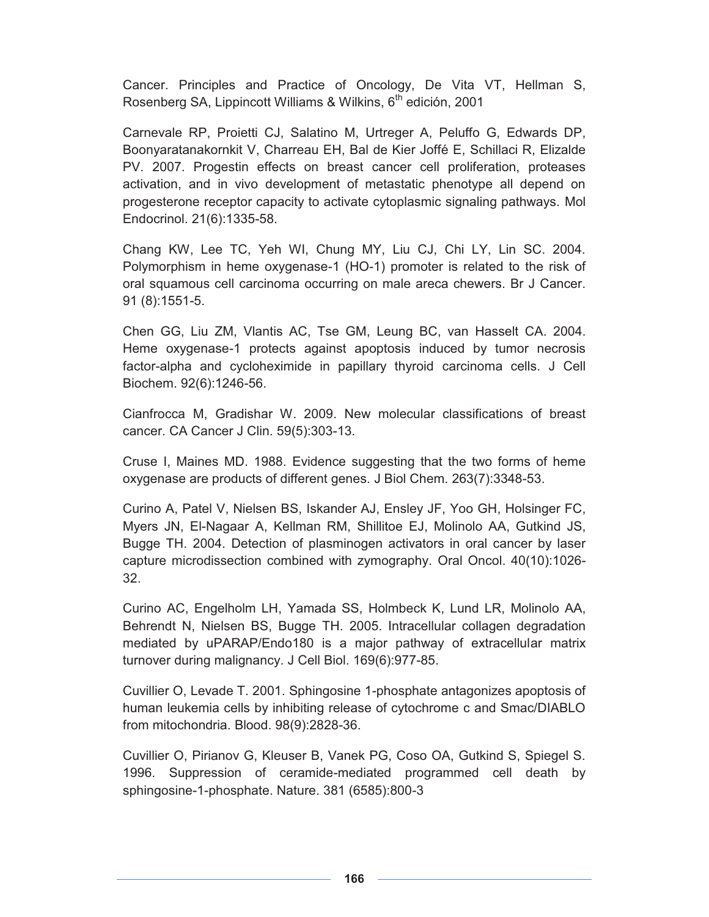Cancer. Principles and Practice of Oncology, De Vita VT, Hellman S, Rosenberg SA, Lippincott Williams & Wilkins, 6th edición, 2001

Carnevale RP, Proietti CJ, Salatino M, Urtreger A, Peluffo G, Edwards DP, Boonyaratanakornkit V, Charreau EH, Bal de Kier Joffé E, Schillaci R, Elizalde PV. 2007. Progestin effects on breast cancer cell proliferation, proteases activation, and in vivo development of metastatic phenotype all depend on progesterone receptor capacity to activate cytoplasmic signaling pathways. Mol Endocrinol. 21(6):1335-58.

Chang KW, Lee TC, Yeh WI, Chung MY, Liu CJ, Chi LY, Lin SC. 2004. Polymorphism in heme oxygenase-1 (HO-1) promoter is related to the risk of oral squamous cell carcinoma occurring on male areca chewers. Br J Cancer. 91 (8):1551-5.

Chen GG, Liu ZM, Vlantis AC, Tse GM, Leung BC, van Hasselt CA. 2004. Heme oxygenase-1 protects against apoptosis induced by tumor necrosis factor-alpha and cycloheximide in papillary thyroid carcinoma cells. J Cell Biochem. 92(6):1246-56.

Cianfrocca M, Gradishar W. 2009. New molecular classifications of breast cancer. CA Cancer J Clin. 59(5):303-13.

Cruse I, Maines MD. 1988. Evidence suggesting that the two forms of heme oxygenase are products of different genes. J Biol Chem. 263(7):3348-53.

Curino A, Patel V, Nielsen BS, Iskander AJ, Ensley JF, Yoo GH, Holsinger FC, Myers JN, El-Nagaar A, Kellman RM, Shillitoe EJ, Molinolo AA, Gutkind JS, Bugge TH. 2004. Detection of plasminogen activators in oral cancer by laser capture microdissection combined with zymography. Oral Oncol. 40(10):1026-32.

Curino AC, Engelholm LH, Yamada SS, Holmbeck K, Lund LR, Molinolo AA, Behrendt N, Nielsen BS, Bugge TH. 2005. Intracellular collagen degradation mediated by uPARAP/Endo180 is a major pathway of extracellular matrix turnover during malignancy. J Cell Biol. 169(6):977-85.

Cuvillier O, Levade T. 2001. Sphingosine 1-phosphate antagonizes apoptosis of human leukemia cells by inhibiting release of cytochrome c and Smac/DIABLO from mitochondria. Blood. 98(9):2828-36.

Cuvillier O, Pirianov G, Kleuser B, Vanek PG, Coso OA, Gutkind S, Spiegel S. 1996. Suppression of ceramide-mediated programmed cell death by sphingosine-1-phosphate. Nature. 381 (6585):800-3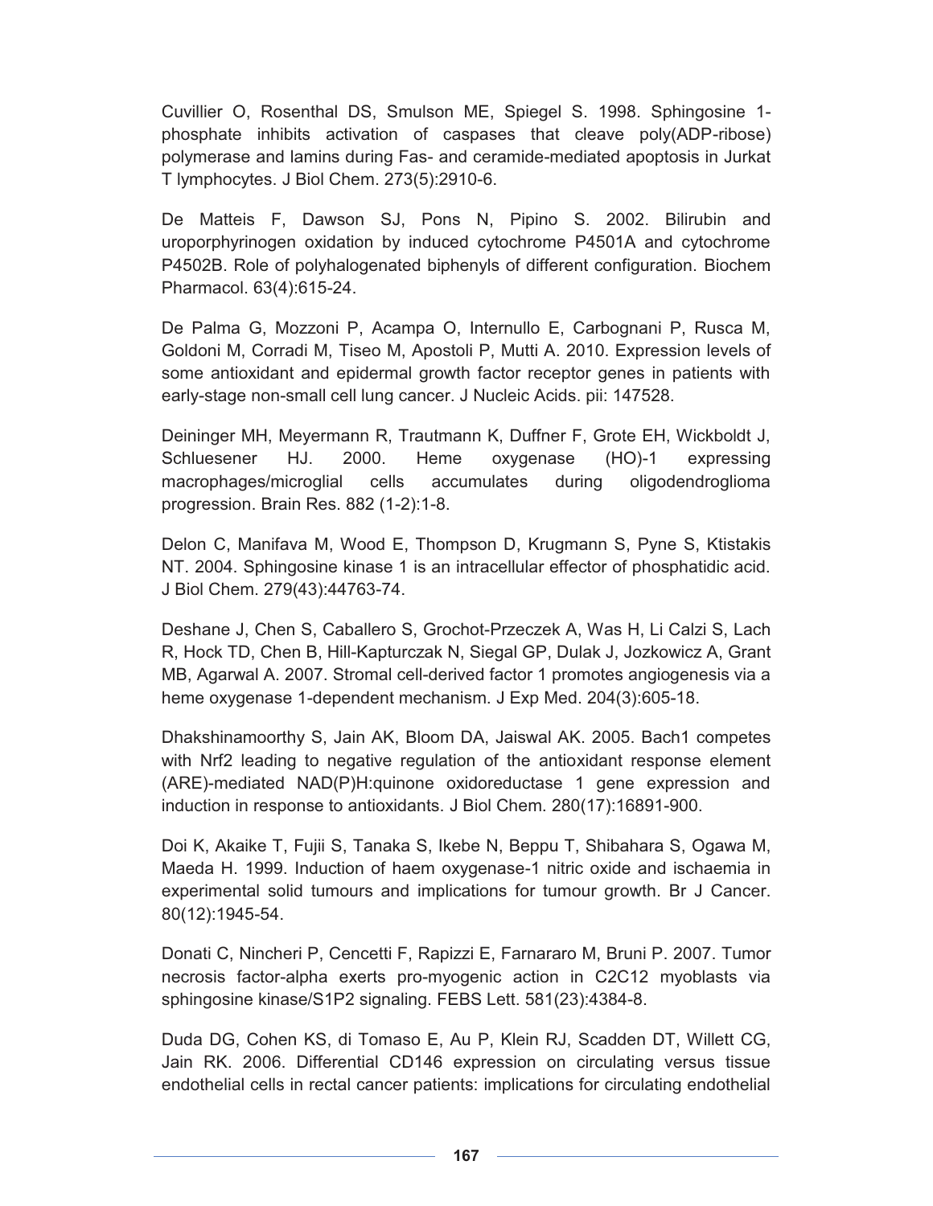Cuvillier O, Rosenthal DS, Smulson ME, Spiegel S. 1998. Sphingosine 1-phosphate inhibits activation of caspases that cleave poly(ADP-ribose) polymerase and lamins during Fas- and ceramide-mediated apoptosis in Jurkat T lymphocytes. J Biol Chem. 273(5):2910-6.

De Matteis F, Dawson SJ, Pons N, Pipino S. 2002. Bilirubin and uroporphyrinogen oxidation by induced cytochrome P4501A and cytochrome P4502B. Role of polyhalogenated biphenyls of different configuration. Biochem Pharmacol. 63(4):615-24.

De Palma G, Mozzoni P, Acampa O, Internullo E, Carbognani P, Rusca M, Goldoni M, Corradi M, Tiseo M, Apostoli P, Mutti A. 2010. Expression levels of some antioxidant and epidermal growth factor receptor genes in patients with early-stage non-small cell lung cancer. J Nucleic Acids. pii: 147528.

Deininger MH, Meyermann R, Trautmann K, Duffner F, Grote EH, Wickboldt J, Schluesener HJ. 2000. Heme oxygenase (HO)-1 expressing macrophages/microglial cells accumulates during oligodendroglioma progression. Brain Res. 882 (1-2):1-8.

Delon C, Manifava M, Wood E, Thompson D, Krugmann S, Pyne S, Ktistakis NT. 2004. Sphingosine kinase 1 is an intracellular effector of phosphatidic acid. J Biol Chem. 279(43):44763-74.

Deshane J, Chen S, Caballero S, Grochot-Przeczek A, Was H, Li Calzi S, Lach R, Hock TD, Chen B, Hill-Kapturczak N, Siegal GP, Dulak J, Jozkowicz A, Grant MB, Agarwal A. 2007. Stromal cell-derived factor 1 promotes angiogenesis via a heme oxygenase 1-dependent mechanism. J Exp Med. 204(3):605-18.

Dhakshinamoorthy S, Jain AK, Bloom DA, Jaiswal AK. 2005. Bach1 competes with Nrf2 leading to negative regulation of the antioxidant response element (ARE)-mediated NAD(P)H:quinone oxidoreductase 1 gene expression and induction in response to antioxidants. J Biol Chem. 280(17):16891-900.

Doi K, Akaike T, Fujii S, Tanaka S, Ikebe N, Beppu T, Shibahara S, Ogawa M, Maeda H. 1999. Induction of haem oxygenase-1 nitric oxide and ischaemia in experimental solid tumours and implications for tumour growth. Br J Cancer. 80(12):1945-54.

Donati C, Nincheri P, Cencetti F, Rapizzi E, Farnararo M, Bruni P. 2007. Tumor necrosis factor-alpha exerts pro-myogenic action in C2C12 myoblasts via sphingosine kinase/S1P2 signaling. FEBS Lett. 581(23):4384-8.

Duda DG, Cohen KS, di Tomaso E, Au P, Klein RJ, Scadden DT, Willett CG, Jain RK. 2006. Differential CD146 expression on circulating versus tissue endothelial cells in rectal cancer patients: implications for circulating endothelial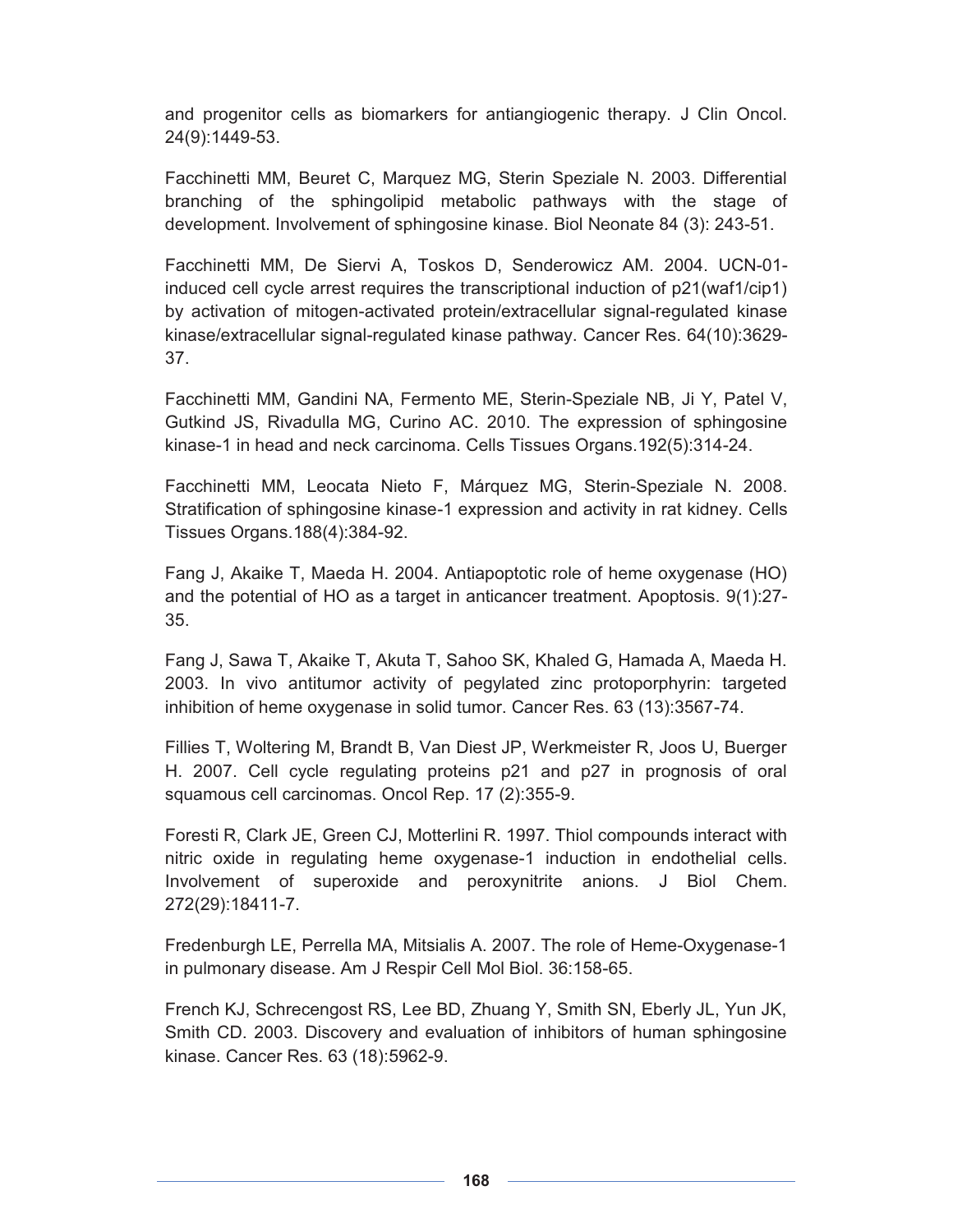and progenitor cells as biomarkers for antiangiogenic therapy. J Clin Oncol. 24(9):1449-53.

Facchinetti MM, Beuret C, Marquez MG, Sterin Speziale N. 2003. Differential branching of the sphingolipid metabolic pathways with the stage of development. Involvement of sphingosine kinase. Biol Neonate 84 (3): 243-51.

Facchinetti MM, De Siervi A, Toskos D, Senderowicz AM. 2004. UCN-01-induced cell cycle arrest requires the transcriptional induction of p21(waf1/cip1) by activation of mitogen-activated protein/extracellular signal-regulated kinase kinase/extracellular signal-regulated kinase pathway. Cancer Res. 64(10):3629-37.

Facchinetti MM, Gandini NA, Fermento ME, Sterin-Speziale NB, Ji Y, Patel V, Gutkind JS, Rivadulla MG, Curino AC. 2010. The expression of sphingosine kinase-1 in head and neck carcinoma. Cells Tissues Organs.192(5):314-24.

Facchinetti MM, Leocata Nieto F, Márquez MG, Sterin-Speziale N. 2008. Stratification of sphingosine kinase-1 expression and activity in rat kidney. Cells Tissues Organs.188(4):384-92.

Fang J, Akaike T, Maeda H. 2004. Antiapoptotic role of heme oxygenase (HO) and the potential of HO as a target in anticancer treatment. Apoptosis. 9(1):27-35.

Fang J, Sawa T, Akaike T, Akuta T, Sahoo SK, Khaled G, Hamada A, Maeda H. 2003. In vivo antitumor activity of pegylated zinc protoporphyrin: targeted inhibition of heme oxygenase in solid tumor. Cancer Res. 63 (13):3567-74.

Fillies T, Woltering M, Brandt B, Van Diest JP, Werkmeister R, Joos U, Buerger H. 2007. Cell cycle regulating proteins p21 and p27 in prognosis of oral squamous cell carcinomas. Oncol Rep. 17 (2):355-9.

Foresti R, Clark JE, Green CJ, Motterlini R. 1997. Thiol compounds interact with nitric oxide in regulating heme oxygenase-1 induction in endothelial cells. Involvement of superoxide and peroxynitrite anions. J Biol Chem. 272(29):18411-7.

Fredenburgh LE, Perrella MA, Mitsialis A. 2007. The role of Heme-Oxygenase-1 in pulmonary disease. Am J Respir Cell Mol Biol. 36:158-65.

French KJ, Schrecengost RS, Lee BD, Zhuang Y, Smith SN, Eberly JL, Yun JK, Smith CD. 2003. Discovery and evaluation of inhibitors of human sphingosine kinase. Cancer Res. 63 (18):5962-9.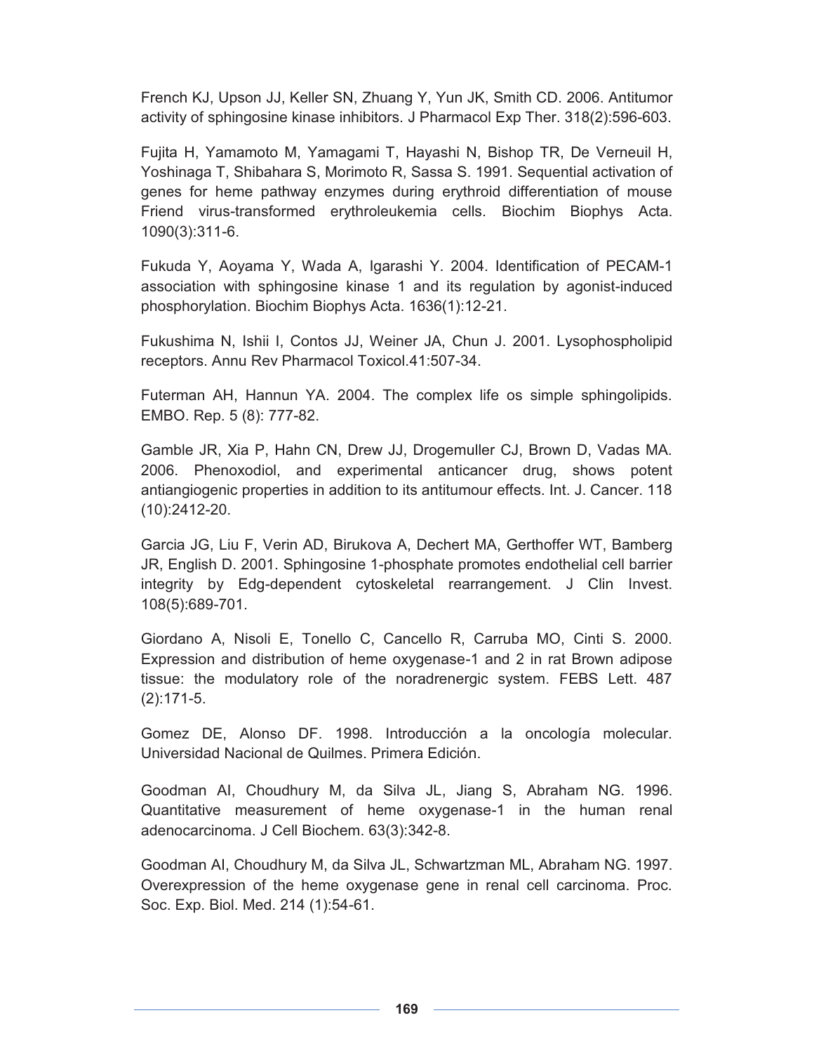French KJ, Upson JJ, Keller SN, Zhuang Y, Yun JK, Smith CD. 2006. Antitumor activity of sphingosine kinase inhibitors. J Pharmacol Exp Ther. 318(2):596-603.

Fujita H, Yamamoto M, Yamagami T, Hayashi N, Bishop TR, De Verneuil H, Yoshinaga T, Shibahara S, Morimoto R, Sassa S. 1991. Sequential activation of genes for heme pathway enzymes during erythroid differentiation of mouse Friend virus-transformed erythroleukemia cells. Biochim Biophys Acta. 1090(3):311-6.

Fukuda Y, Aoyama Y, Wada A, Igarashi Y. 2004. Identification of PECAM-1 association with sphingosine kinase 1 and its regulation by agonist-induced phosphorylation. Biochim Biophys Acta. 1636(1):12-21.

Fukushima N, Ishii I, Contos JJ, Weiner JA, Chun J. 2001. Lysophospholipid receptors. Annu Rev Pharmacol Toxicol.41:507-34.

Futerman AH, Hannun YA. 2004. The complex life os simple sphingolipids. EMBO. Rep. 5 (8): 777-82.

Gamble JR, Xia P, Hahn CN, Drew JJ, Drogemuller CJ, Brown D, Vadas MA. 2006. Phenoxodiol, and experimental anticancer drug, shows potent antiangiogenic properties in addition to its antitumour effects. Int. J. Cancer. 118 (10):2412-20.

Garcia JG, Liu F, Verin AD, Birukova A, Dechert MA, Gerthoffer WT, Bamberg JR, English D. 2001. Sphingosine 1-phosphate promotes endothelial cell barrier integrity by Edg-dependent cytoskeletal rearrangement. J Clin Invest. 108(5):689-701.

Giordano A, Nisoli E, Tonello C, Cancello R, Carruba MO, Cinti S. 2000. Expression and distribution of heme oxygenase-1 and 2 in rat Brown adipose tissue: the modulatory role of the noradrenergic system. FEBS Lett. 487 (2):171-5.

Gomez DE, Alonso DF. 1998. Introducción a la oncología molecular. Universidad Nacional de Quilmes. Primera Edición.

Goodman AI, Choudhury M, da Silva JL, Jiang S, Abraham NG. 1996. Quantitative measurement of heme oxygenase-1 in the human renal adenocarcinoma. J Cell Biochem. 63(3):342-8.

Goodman AI, Choudhury M, da Silva JL, Schwartzman ML, Abraham NG. 1997. Overexpression of the heme oxygenase gene in renal cell carcinoma. Proc. Soc. Exp. Biol. Med. 214 (1):54-61.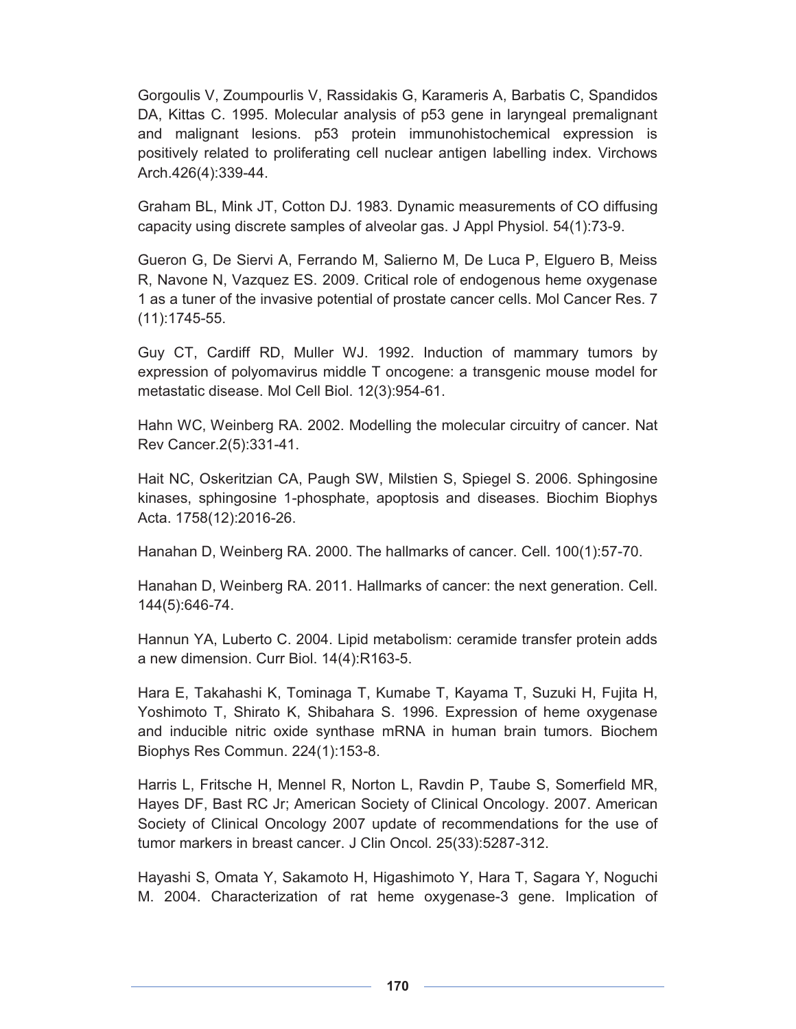Gorgoulis V, Zoumpourlis V, Rassidakis G, Karameris A, Barbatis C, Spandidos DA, Kittas C. 1995. Molecular analysis of p53 gene in laryngeal premalignant and malignant lesions. p53 protein immunohistochemical expression is positively related to proliferating cell nuclear antigen labelling index. Virchows Arch.426(4):339-44.

Graham BL, Mink JT, Cotton DJ. 1983. Dynamic measurements of CO diffusing capacity using discrete samples of alveolar gas. J Appl Physiol. 54(1):73-9.

Gueron G, De Siervi A, Ferrando M, Salierno M, De Luca P, Elguero B, Meiss R, Navone N, Vazquez ES. 2009. Critical role of endogenous heme oxygenase 1 as a tuner of the invasive potential of prostate cancer cells. Mol Cancer Res. 7 (11):1745-55.

Guy CT, Cardiff RD, Muller WJ. 1992. Induction of mammary tumors by expression of polyomavirus middle T oncogene: a transgenic mouse model for metastatic disease. Mol Cell Biol. 12(3):954-61.

Hahn WC, Weinberg RA. 2002. Modelling the molecular circuitry of cancer. Nat Rev Cancer.2(5):331-41.

Hait NC, Oskeritzian CA, Paugh SW, Milstien S, Spiegel S. 2006. Sphingosine kinases, sphingosine 1-phosphate, apoptosis and diseases. Biochim Biophys Acta. 1758(12):2016-26.

Hanahan D, Weinberg RA. 2000. The hallmarks of cancer. Cell. 100(1):57-70.

Hanahan D, Weinberg RA. 2011. Hallmarks of cancer: the next generation. Cell. 144(5):646-74.

Hannun YA, Luberto C. 2004. Lipid metabolism: ceramide transfer protein adds a new dimension. Curr Biol. 14(4):R163-5.

Hara E, Takahashi K, Tominaga T, Kumabe T, Kayama T, Suzuki H, Fujita H, Yoshimoto T, Shirato K, Shibahara S. 1996. Expression of heme oxygenase and inducible nitric oxide synthase mRNA in human brain tumors. Biochem Biophys Res Commun. 224(1):153-8.

Harris L, Fritsche H, Mennel R, Norton L, Ravdin P, Taube S, Somerfield MR, Hayes DF, Bast RC Jr; American Society of Clinical Oncology. 2007. American Society of Clinical Oncology 2007 update of recommendations for the use of tumor markers in breast cancer. J Clin Oncol. 25(33):5287-312.

Hayashi S, Omata Y, Sakamoto H, Higashimoto Y, Hara T, Sagara Y, Noguchi M. 2004. Characterization of rat heme oxygenase-3 gene. Implication of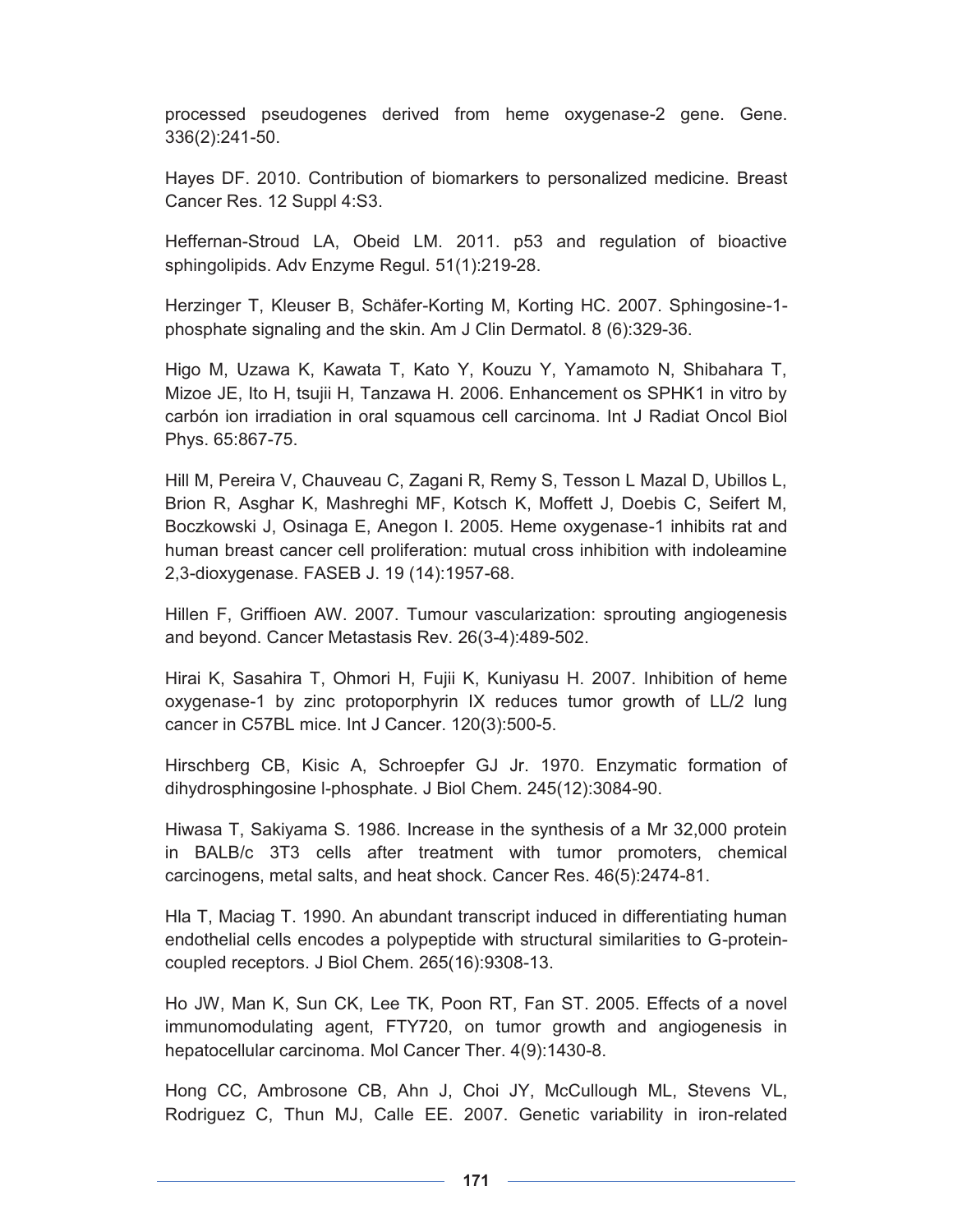processed pseudogenes derived from heme oxygenase-2 gene. Gene. 336(2):241-50.

Hayes DF. 2010. Contribution of biomarkers to personalized medicine. Breast Cancer Res. 12 Suppl 4:S3.

Heffernan-Stroud LA, Obeid LM. 2011. p53 and regulation of bioactive sphingolipids. Adv Enzyme Regul. 51(1):219-28.

Herzinger T, Kleuser B, Schäfer-Korting M, Korting HC. 2007. Sphingosine-1-phosphate signaling and the skin. Am J Clin Dermatol. 8 (6):329-36.

Higo M, Uzawa K, Kawata T, Kato Y, Kouzu Y, Yamamoto N, Shibahara T, Mizoe JE, Ito H, tsujii H, Tanzawa H. 2006. Enhancement os SPHK1 in vitro by carbón ion irradiation in oral squamous cell carcinoma. Int J Radiat Oncol Biol Phys. 65:867-75.

Hill M, Pereira V, Chauveau C, Zagani R, Remy S, Tesson L Mazal D, Ubillos L, Brion R, Asghar K, Mashreghi MF, Kotsch K, Moffett J, Doebis C, Seifert M, Boczkowski J, Osinaga E, Anegon I. 2005. Heme oxygenase-1 inhibits rat and human breast cancer cell proliferation: mutual cross inhibition with indoleamine 2,3-dioxygenase. FASEB J. 19 (14):1957-68.

Hillen F, Griffioen AW. 2007. Tumour vascularization: sprouting angiogenesis and beyond. Cancer Metastasis Rev. 26(3-4):489-502.

Hirai K, Sasahira T, Ohmori H, Fujii K, Kuniyasu H. 2007. Inhibition of heme oxygenase-1 by zinc protoporphyrin IX reduces tumor growth of LL/2 lung cancer in C57BL mice. Int J Cancer. 120(3):500-5.

Hirschberg CB, Kisic A, Schroepfer GJ Jr. 1970. Enzymatic formation of dihydrosphingosine l-phosphate. J Biol Chem. 245(12):3084-90.

Hiwasa T, Sakiyama S. 1986. Increase in the synthesis of a Mr 32,000 protein in BALB/c 3T3 cells after treatment with tumor promoters, chemical carcinogens, metal salts, and heat shock. Cancer Res. 46(5):2474-81.

Hla T, Maciag T. 1990. An abundant transcript induced in differentiating human endothelial cells encodes a polypeptide with structural similarities to G-protein-coupled receptors. J Biol Chem. 265(16):9308-13.

Ho JW, Man K, Sun CK, Lee TK, Poon RT, Fan ST. 2005. Effects of a novel immunomodulating agent, FTY720, on tumor growth and angiogenesis in hepatocellular carcinoma. Mol Cancer Ther. 4(9):1430-8.

Hong CC, Ambrosone CB, Ahn J, Choi JY, McCullough ML, Stevens VL, Rodriguez C, Thun MJ, Calle EE. 2007. Genetic variability in iron-related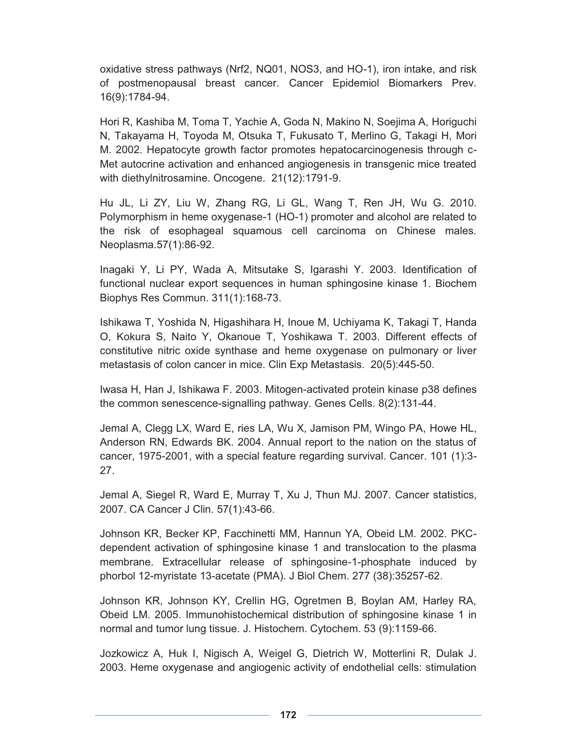oxidative stress pathways (Nrf2, NQ01, NOS3, and HO-1), iron intake, and risk of postmenopausal breast cancer. Cancer Epidemiol Biomarkers Prev. 16(9):1784-94.

Hori R, Kashiba M, Toma T, Yachie A, Goda N, Makino N, Soejima A, Horiguchi N, Takayama H, Toyoda M, Otsuka T, Fukusato T, Merlino G, Takagi H, Mori M. 2002. Hepatocyte growth factor promotes hepatocarcinogenesis through c-Met autocrine activation and enhanced angiogenesis in transgenic mice treated with diethylnitrosamine. Oncogene. 21(12):1791-9.

Hu JL, Li ZY, Liu W, Zhang RG, Li GL, Wang T, Ren JH, Wu G. 2010. Polymorphism in heme oxygenase-1 (HO-1) promoter and alcohol are related to the risk of esophageal squamous cell carcinoma on Chinese males. Neoplasma.57(1):86-92.

Inagaki Y, Li PY, Wada A, Mitsutake S, Igarashi Y. 2003. Identification of functional nuclear export sequences in human sphingosine kinase 1. Biochem Biophys Res Commun. 311(1):168-73.

Ishikawa T, Yoshida N, Higashihara H, Inoue M, Uchiyama K, Takagi T, Handa O, Kokura S, Naito Y, Okanoue T, Yoshikawa T. 2003. Different effects of constitutive nitric oxide synthase and heme oxygenase on pulmonary or liver metastasis of colon cancer in mice. Clin Exp Metastasis. 20(5):445-50.

Iwasa H, Han J, Ishikawa F. 2003. Mitogen-activated protein kinase p38 defines the common senescence-signalling pathway. Genes Cells. 8(2):131-44.

Jemal A, Clegg LX, Ward E, ries LA, Wu X, Jamison PM, Wingo PA, Howe HL, Anderson RN, Edwards BK. 2004. Annual report to the nation on the status of cancer, 1975-2001, with a special feature regarding survival. Cancer. 101 (1):3-27.

Jemal A, Siegel R, Ward E, Murray T, Xu J, Thun MJ. 2007. Cancer statistics, 2007. CA Cancer J Clin. 57(1):43-66.

Johnson KR, Becker KP, Facchinetti MM, Hannun YA, Obeid LM. 2002. PKC-dependent activation of sphingosine kinase 1 and translocation to the plasma membrane. Extracellular release of sphingosine-1-phosphate induced by phorbol 12-myristate 13-acetate (PMA). J Biol Chem. 277 (38):35257-62.

Johnson KR, Johnson KY, Crellin HG, Ogretmen B, Boylan AM, Harley RA, Obeid LM. 2005. Immunohistochemical distribution of sphingosine kinase 1 in normal and tumor lung tissue. J. Histochem. Cytochem. 53 (9):1159-66.

Jozkowicz A, Huk I, Nigisch A, Weigel G, Dietrich W, Motterlini R, Dulak J. 2003. Heme oxygenase and angiogenic activity of endothelial cells: stimulation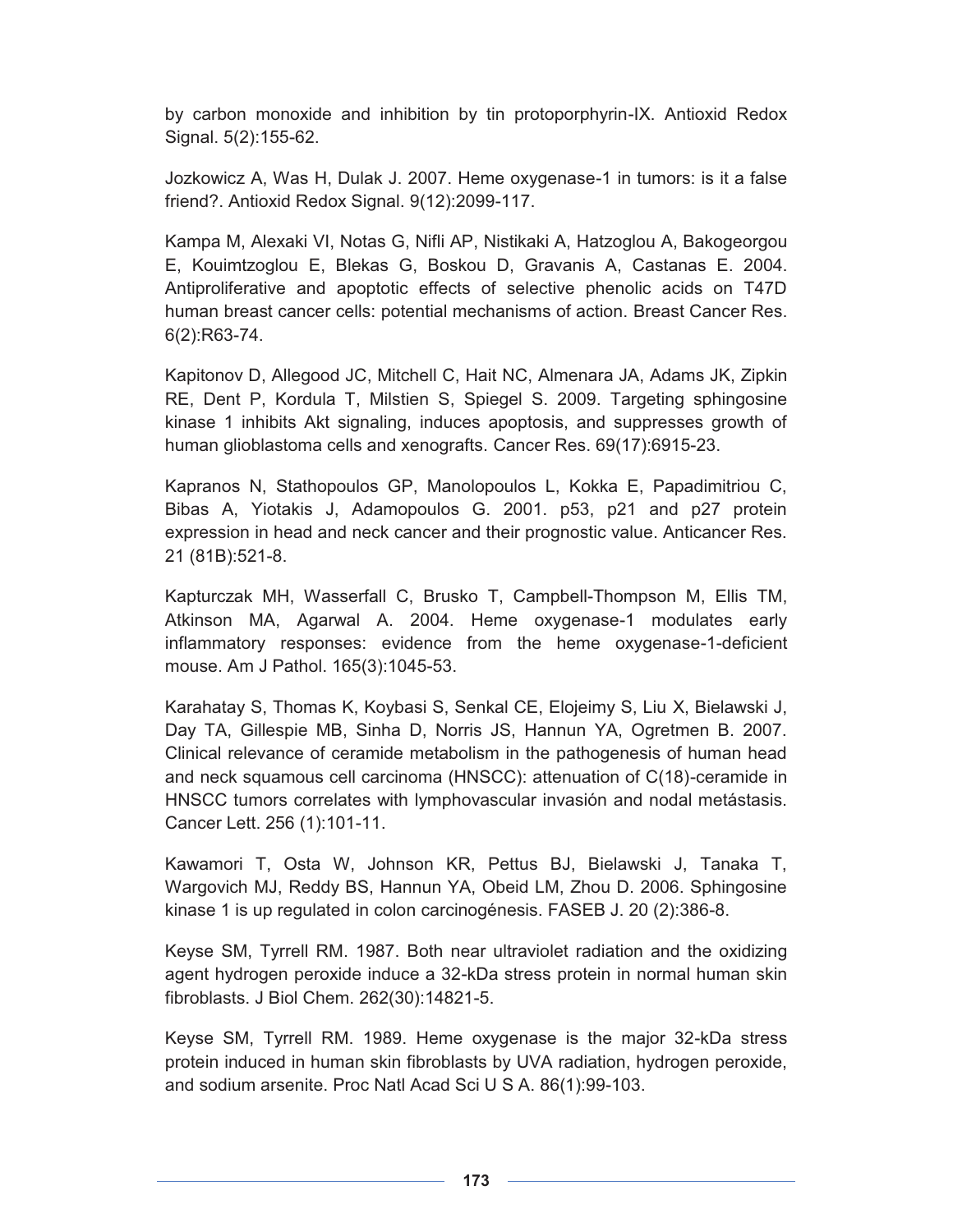by carbon monoxide and inhibition by tin protoporphyrin-IX. Antioxid Redox Signal. 5(2):155-62.

Jozkowicz A, Was H, Dulak J. 2007. Heme oxygenase-1 in tumors: is it a false friend?. Antioxid Redox Signal. 9(12):2099-117.

Kampa M, Alexaki VI, Notas G, Nifli AP, Nistikaki A, Hatzoglou A, Bakogeorgou E, Kouimtzoglou E, Blekas G, Boskou D, Gravanis A, Castanas E. 2004. Antiproliferative and apoptotic effects of selective phenolic acids on T47D human breast cancer cells: potential mechanisms of action. Breast Cancer Res. 6(2):R63-74.

Kapitonov D, Allegood JC, Mitchell C, Hait NC, Almenara JA, Adams JK, Zipkin RE, Dent P, Kordula T, Milstien S, Spiegel S. 2009. Targeting sphingosine kinase 1 inhibits Akt signaling, induces apoptosis, and suppresses growth of human glioblastoma cells and xenografts. Cancer Res. 69(17):6915-23.

Kapranos N, Stathopoulos GP, Manolopoulos L, Kokka E, Papadimitriou C, Bibas A, Yiotakis J, Adamopoulos G. 2001. p53, p21 and p27 protein expression in head and neck cancer and their prognostic value. Anticancer Res. 21 (81B):521-8.

Kapturczak MH, Wasserfall C, Brusko T, Campbell-Thompson M, Ellis TM, Atkinson MA, Agarwal A. 2004. Heme oxygenase-1 modulates early inflammatory responses: evidence from the heme oxygenase-1-deficient mouse. Am J Pathol. 165(3):1045-53.

Karahatay S, Thomas K, Koybasi S, Senkal CE, Elojeimy S, Liu X, Bielawski J, Day TA, Gillespie MB, Sinha D, Norris JS, Hannun YA, Ogretmen B. 2007. Clinical relevance of ceramide metabolism in the pathogenesis of human head and neck squamous cell carcinoma (HNSCC): attenuation of C(18)-ceramide in HNSCC tumors correlates with lymphovascular invasión and nodal metástasis. Cancer Lett. 256 (1):101-11.

Kawamori T, Osta W, Johnson KR, Pettus BJ, Bielawski J, Tanaka T, Wargovich MJ, Reddy BS, Hannun YA, Obeid LM, Zhou D. 2006. Sphingosine kinase 1 is up regulated in colon carcinogénesis. FASEB J. 20 (2):386-8.

Keyse SM, Tyrrell RM. 1987. Both near ultraviolet radiation and the oxidizing agent hydrogen peroxide induce a 32-kDa stress protein in normal human skin fibroblasts. J Biol Chem. 262(30):14821-5.

Keyse SM, Tyrrell RM. 1989. Heme oxygenase is the major 32-kDa stress protein induced in human skin fibroblasts by UVA radiation, hydrogen peroxide, and sodium arsenite. Proc Natl Acad Sci U S A. 86(1):99-103.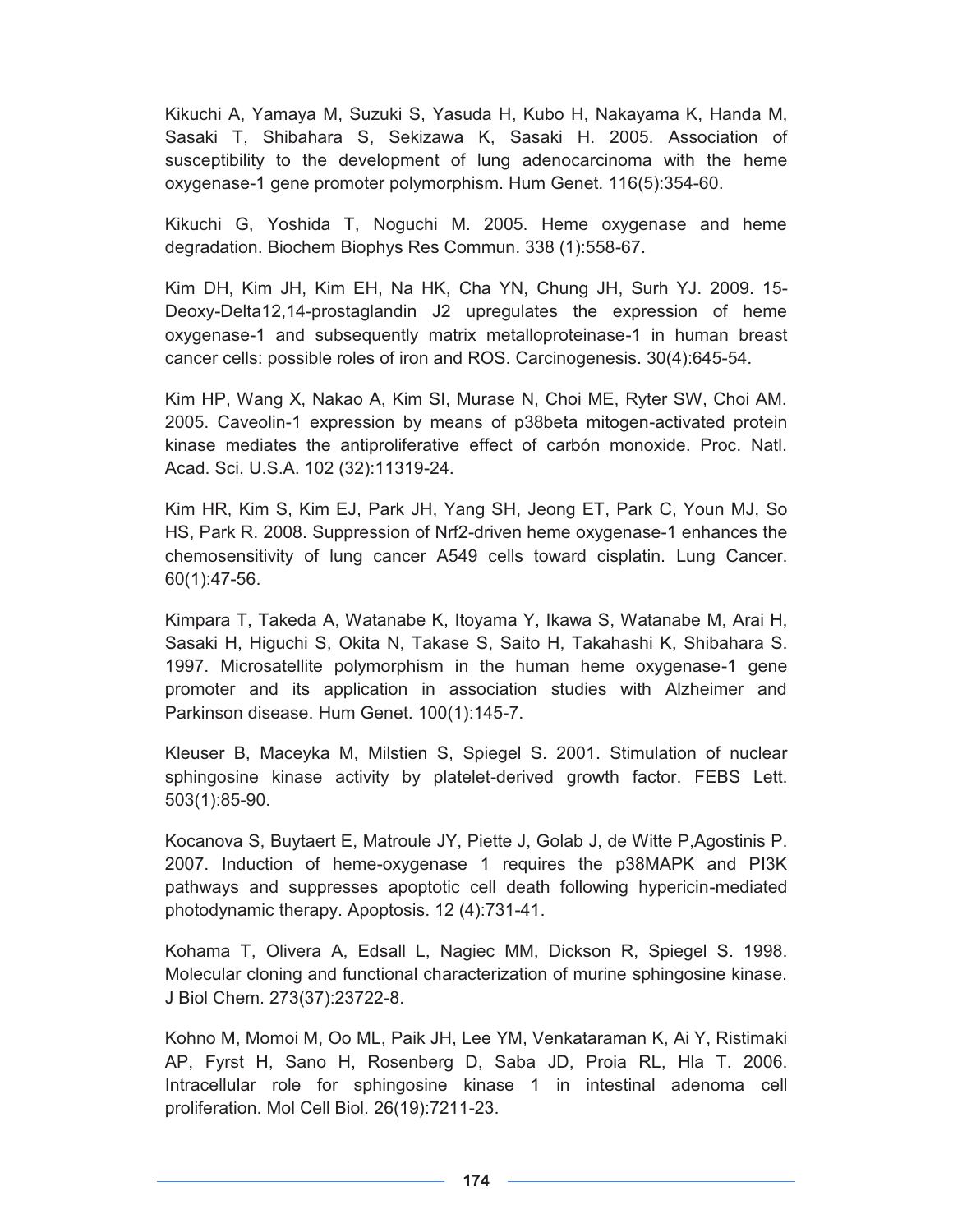Kikuchi A, Yamaya M, Suzuki S, Yasuda H, Kubo H, Nakayama K, Handa M, Sasaki T, Shibahara S, Sekizawa K, Sasaki H. 2005. Association of susceptibility to the development of lung adenocarcinoma with the heme oxygenase-1 gene promoter polymorphism. Hum Genet. 116(5):354-60.

Kikuchi G, Yoshida T, Noguchi M. 2005. Heme oxygenase and heme degradation. Biochem Biophys Res Commun. 338 (1):558-67.

Kim DH, Kim JH, Kim EH, Na HK, Cha YN, Chung JH, Surh YJ. 2009. 15-Deoxy-Delta12,14-prostaglandin J2 upregulates the expression of heme oxygenase-1 and subsequently matrix metalloproteinase-1 in human breast cancer cells: possible roles of iron and ROS. Carcinogenesis. 30(4):645-54.

Kim HP, Wang X, Nakao A, Kim SI, Murase N, Choi ME, Ryter SW, Choi AM. 2005. Caveolin-1 expression by means of p38beta mitogen-activated protein kinase mediates the antiproliferative effect of carbón monoxide. Proc. Natl. Acad. Sci. U.S.A. 102 (32):11319-24.

Kim HR, Kim S, Kim EJ, Park JH, Yang SH, Jeong ET, Park C, Youn MJ, So HS, Park R. 2008. Suppression of Nrf2-driven heme oxygenase-1 enhances the chemosensitivity of lung cancer A549 cells toward cisplatin. Lung Cancer. 60(1):47-56.

Kimpara T, Takeda A, Watanabe K, Itoyama Y, Ikawa S, Watanabe M, Arai H, Sasaki H, Higuchi S, Okita N, Takase S, Saito H, Takahashi K, Shibahara S. 1997. Microsatellite polymorphism in the human heme oxygenase-1 gene promoter and its application in association studies with Alzheimer and Parkinson disease. Hum Genet. 100(1):145-7.

Kleuser B, Maceyka M, Milstien S, Spiegel S. 2001. Stimulation of nuclear sphingosine kinase activity by platelet-derived growth factor. FEBS Lett. 503(1):85-90.

Kocanova S, Buytaert E, Matroule JY, Piette J, Golab J, de Witte P,Agostinis P. 2007. Induction of heme-oxygenase 1 requires the p38MAPK and PI3K pathways and suppresses apoptotic cell death following hypericin-mediated photodynamic therapy. Apoptosis. 12 (4):731-41.

Kohama T, Olivera A, Edsall L, Nagiec MM, Dickson R, Spiegel S. 1998. Molecular cloning and functional characterization of murine sphingosine kinase. J Biol Chem. 273(37):23722-8.

Kohno M, Momoi M, Oo ML, Paik JH, Lee YM, Venkataraman K, Ai Y, Ristimaki AP, Fyrst H, Sano H, Rosenberg D, Saba JD, Proia RL, Hla T. 2006. Intracellular role for sphingosine kinase 1 in intestinal adenoma cell proliferation. Mol Cell Biol. 26(19):7211-23.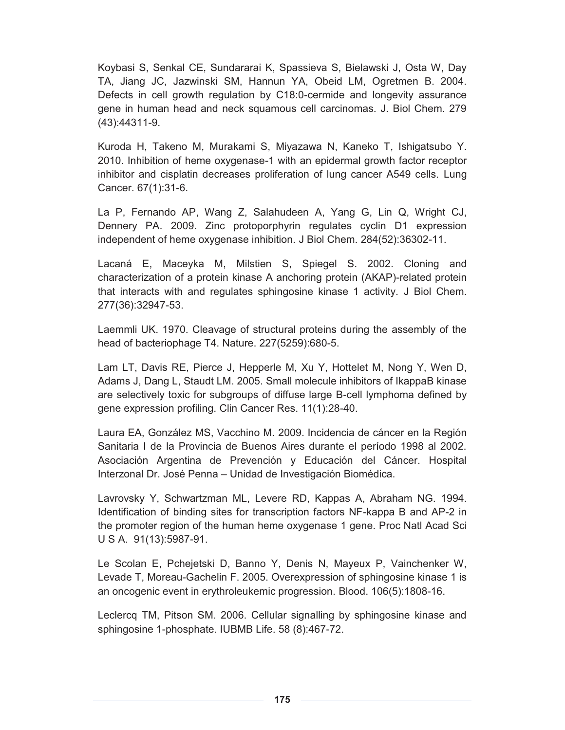Koybasi S, Senkal CE, Sundararai K, Spassieva S, Bielawski J, Osta W, Day TA, Jiang JC, Jazwinski SM, Hannun YA, Obeid LM, Ogretmen B. 2004. Defects in cell growth regulation by C18:0-cermide and longevity assurance gene in human head and neck squamous cell carcinomas. J. Biol Chem. 279 (43):44311-9.

Kuroda H, Takeno M, Murakami S, Miyazawa N, Kaneko T, Ishigatsubo Y. 2010. Inhibition of heme oxygenase-1 with an epidermal growth factor receptor inhibitor and cisplatin decreases proliferation of lung cancer A549 cells. Lung Cancer. 67(1):31-6.

La P, Fernando AP, Wang Z, Salahudeen A, Yang G, Lin Q, Wright CJ, Dennery PA. 2009. Zinc protoporphyrin regulates cyclin D1 expression independent of heme oxygenase inhibition. J Biol Chem. 284(52):36302-11.

Lacaná E, Maceyka M, Milstien S, Spiegel S. 2002. Cloning and characterization of a protein kinase A anchoring protein (AKAP)-related protein that interacts with and regulates sphingosine kinase 1 activity. J Biol Chem. 277(36):32947-53.

Laemmli UK. 1970. Cleavage of structural proteins during the assembly of the head of bacteriophage T4. Nature. 227(5259):680-5.

Lam LT, Davis RE, Pierce J, Hepperle M, Xu Y, Hottelet M, Nong Y, Wen D, Adams J, Dang L, Staudt LM. 2005. Small molecule inhibitors of IkappaB kinase are selectively toxic for subgroups of diffuse large B-cell lymphoma defined by gene expression profiling. Clin Cancer Res. 11(1):28-40.

Laura EA, González MS, Vacchino M. 2009. Incidencia de cáncer en la Región Sanitaria I de la Provincia de Buenos Aires durante el período 1998 al 2002. Asociación Argentina de Prevención y Educación del Cáncer. Hospital Interzonal Dr. José Penna – Unidad de Investigación Biomédica.

Lavrovsky Y, Schwartzman ML, Levere RD, Kappas A, Abraham NG. 1994. Identification of binding sites for transcription factors NF-kappa B and AP-2 in the promoter region of the human heme oxygenase 1 gene. Proc Natl Acad Sci U S A. 91(13):5987-91.

Le Scolan E, Pchejetski D, Banno Y, Denis N, Mayeux P, Vainchenker W, Levade T, Moreau-Gachelin F. 2005. Overexpression of sphingosine kinase 1 is an oncogenic event in erythroleukemic progression. Blood. 106(5):1808-16.

Leclercq TM, Pitson SM. 2006. Cellular signalling by sphingosine kinase and sphingosine 1-phosphate. IUBMB Life. 58 (8):467-72.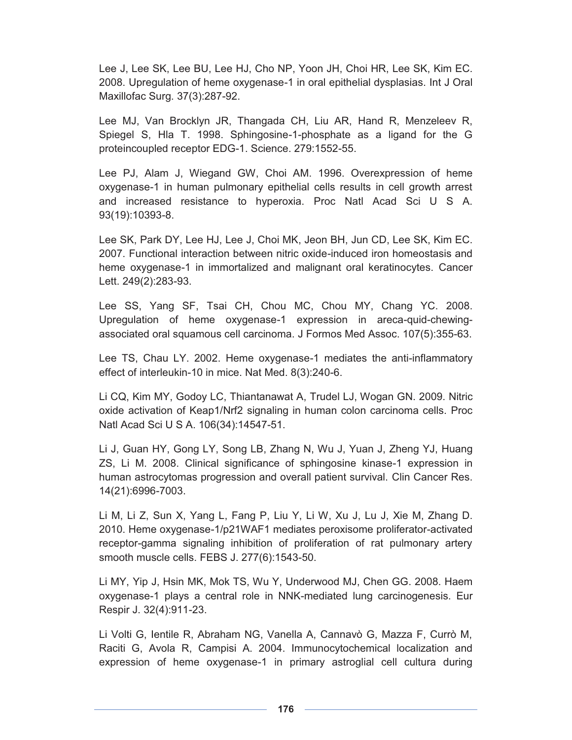Lee J, Lee SK, Lee BU, Lee HJ, Cho NP, Yoon JH, Choi HR, Lee SK, Kim EC. 2008. Upregulation of heme oxygenase-1 in oral epithelial dysplasias. Int J Oral Maxillofac Surg. 37(3):287-92.

Lee MJ, Van Brocklyn JR, Thangada CH, Liu AR, Hand R, Menzeleev R, Spiegel S, Hla T. 1998. Sphingosine-1-phosphate as a ligand for the G proteincoupled receptor EDG-1. Science. 279:1552-55.

Lee PJ, Alam J, Wiegand GW, Choi AM. 1996. Overexpression of heme oxygenase-1 in human pulmonary epithelial cells results in cell growth arrest and increased resistance to hyperoxia. Proc Natl Acad Sci U S A. 93(19):10393-8.

Lee SK, Park DY, Lee HJ, Lee J, Choi MK, Jeon BH, Jun CD, Lee SK, Kim EC. 2007. Functional interaction between nitric oxide-induced iron homeostasis and heme oxygenase-1 in immortalized and malignant oral keratinocytes. Cancer Lett. 249(2):283-93.

Lee SS, Yang SF, Tsai CH, Chou MC, Chou MY, Chang YC. 2008. Upregulation of heme oxygenase-1 expression in areca-quid-chewing-associated oral squamous cell carcinoma. J Formos Med Assoc. 107(5):355-63.

Lee TS, Chau LY. 2002. Heme oxygenase-1 mediates the anti-inflammatory effect of interleukin-10 in mice. Nat Med. 8(3):240-6.

Li CQ, Kim MY, Godoy LC, Thiantanawat A, Trudel LJ, Wogan GN. 2009. Nitric oxide activation of Keap1/Nrf2 signaling in human colon carcinoma cells. Proc Natl Acad Sci U S A. 106(34):14547-51.

Li J, Guan HY, Gong LY, Song LB, Zhang N, Wu J, Yuan J, Zheng YJ, Huang ZS, Li M. 2008. Clinical significance of sphingosine kinase-1 expression in human astrocytomas progression and overall patient survival. Clin Cancer Res. 14(21):6996-7003.

Li M, Li Z, Sun X, Yang L, Fang P, Liu Y, Li W, Xu J, Lu J, Xie M, Zhang D. 2010. Heme oxygenase-1/p21WAF1 mediates peroxisome proliferator-activated receptor-gamma signaling inhibition of proliferation of rat pulmonary artery smooth muscle cells. FEBS J. 277(6):1543-50.

Li MY, Yip J, Hsin MK, Mok TS, Wu Y, Underwood MJ, Chen GG. 2008. Haem oxygenase-1 plays a central role in NNK-mediated lung carcinogenesis. Eur Respir J. 32(4):911-23.

Li Volti G, Ientile R, Abraham NG, Vanella A, Cannavò G, Mazza F, Currò M, Raciti G, Avola R, Campisi A. 2004. Immunocytochemical localization and expression of heme oxygenase-1 in primary astroglial cell cultura during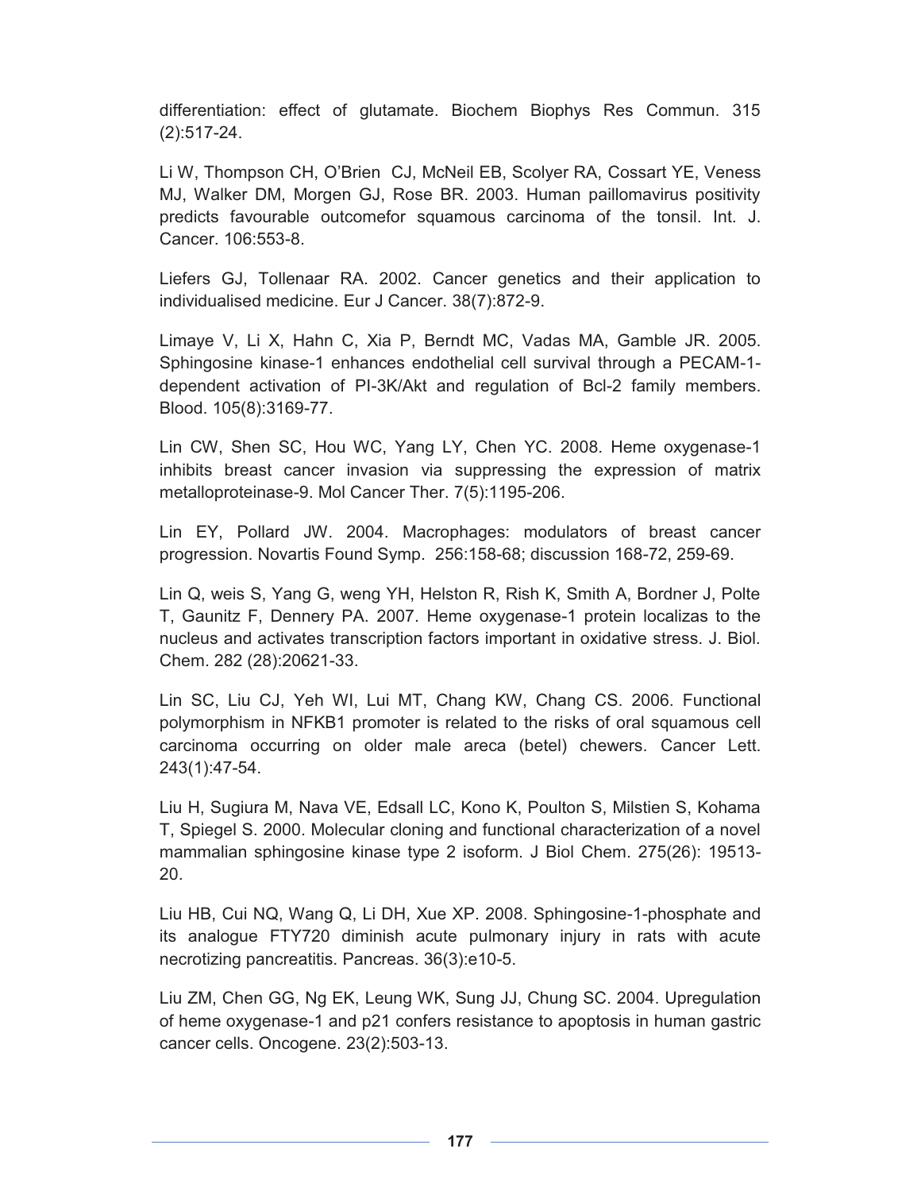differentiation: effect of glutamate. Biochem Biophys Res Commun. 315 (2):517-24.

Li W, Thompson CH, O'Brien CJ, McNeil EB, Scolyer RA, Cossart YE, Veness MJ, Walker DM, Morgen GJ, Rose BR. 2003. Human paillomavirus positivity predicts favourable outcomefor squamous carcinoma of the tonsil. Int. J. Cancer. 106:553-8.

Liefers GJ, Tollenaar RA. 2002. Cancer genetics and their application to individualised medicine. Eur J Cancer. 38(7):872-9.

Limaye V, Li X, Hahn C, Xia P, Berndt MC, Vadas MA, Gamble JR. 2005. Sphingosine kinase-1 enhances endothelial cell survival through a PECAM-1-dependent activation of PI-3K/Akt and regulation of Bcl-2 family members. Blood. 105(8):3169-77.

Lin CW, Shen SC, Hou WC, Yang LY, Chen YC. 2008. Heme oxygenase-1 inhibits breast cancer invasion via suppressing the expression of matrix metalloproteinase-9. Mol Cancer Ther. 7(5):1195-206.

Lin EY, Pollard JW. 2004. Macrophages: modulators of breast cancer progression. Novartis Found Symp. 256:158-68; discussion 168-72, 259-69.

Lin Q, weis S, Yang G, weng YH, Helston R, Rish K, Smith A, Bordner J, Polte T, Gaunitz F, Dennery PA. 2007. Heme oxygenase-1 protein localizas to the nucleus and activates transcription factors important in oxidative stress. J. Biol. Chem. 282 (28):20621-33.

Lin SC, Liu CJ, Yeh WI, Lui MT, Chang KW, Chang CS. 2006. Functional polymorphism in NFKB1 promoter is related to the risks of oral squamous cell carcinoma occurring on older male areca (betel) chewers. Cancer Lett. 243(1):47-54.

Liu H, Sugiura M, Nava VE, Edsall LC, Kono K, Poulton S, Milstien S, Kohama T, Spiegel S. 2000. Molecular cloning and functional characterization of a novel mammalian sphingosine kinase type 2 isoform. J Biol Chem. 275(26): 19513-20.

Liu HB, Cui NQ, Wang Q, Li DH, Xue XP. 2008. Sphingosine-1-phosphate and its analogue FTY720 diminish acute pulmonary injury in rats with acute necrotizing pancreatitis. Pancreas. 36(3):e10-5.

Liu ZM, Chen GG, Ng EK, Leung WK, Sung JJ, Chung SC. 2004. Upregulation of heme oxygenase-1 and p21 confers resistance to apoptosis in human gastric cancer cells. Oncogene. 23(2):503-13.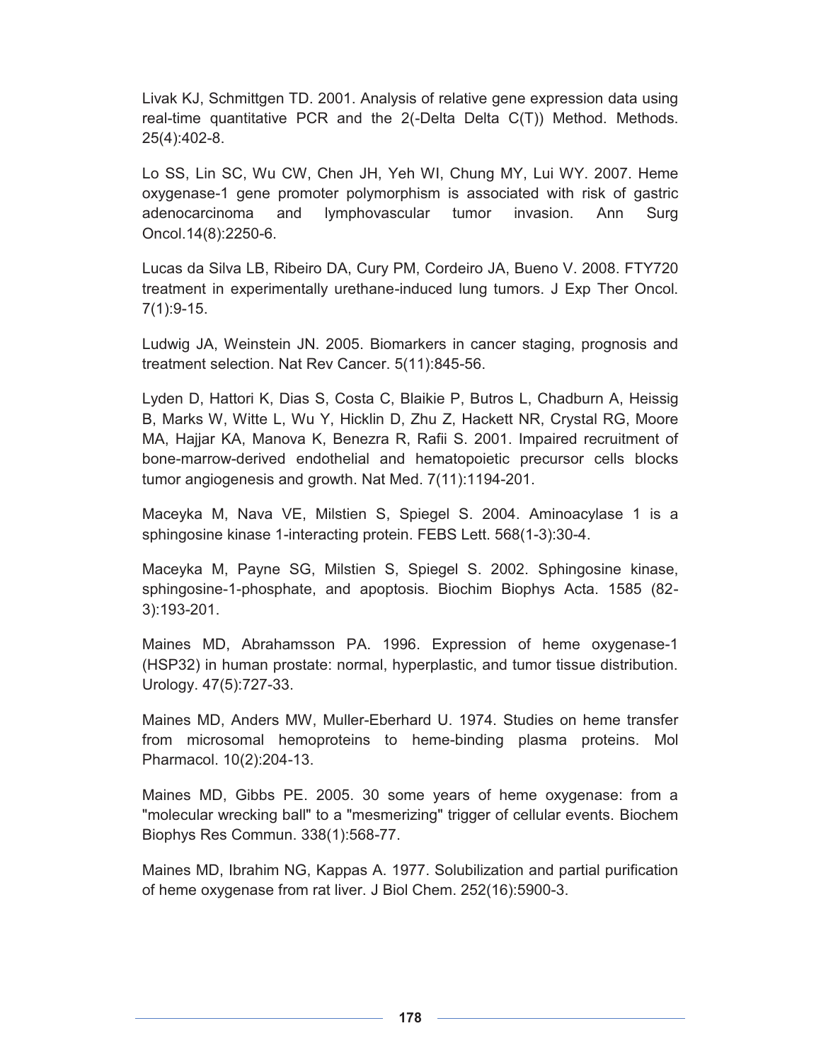Livak KJ, Schmittgen TD. 2001. Analysis of relative gene expression data using real-time quantitative PCR and the 2(-Delta Delta C(T)) Method. Methods. 25(4):402-8.

Lo SS, Lin SC, Wu CW, Chen JH, Yeh WI, Chung MY, Lui WY. 2007. Heme oxygenase-1 gene promoter polymorphism is associated with risk of gastric adenocarcinoma and lymphovascular tumor invasion. Ann Surg Oncol.14(8):2250-6.

Lucas da Silva LB, Ribeiro DA, Cury PM, Cordeiro JA, Bueno V. 2008. FTY720 treatment in experimentally urethane-induced lung tumors. J Exp Ther Oncol. 7(1):9-15.

Ludwig JA, Weinstein JN. 2005. Biomarkers in cancer staging, prognosis and treatment selection. Nat Rev Cancer. 5(11):845-56.

Lyden D, Hattori K, Dias S, Costa C, Blaikie P, Butros L, Chadburn A, Heissig B, Marks W, Witte L, Wu Y, Hicklin D, Zhu Z, Hackett NR, Crystal RG, Moore MA, Hajjar KA, Manova K, Benezra R, Rafii S. 2001. Impaired recruitment of bone-marrow-derived endothelial and hematopoietic precursor cells blocks tumor angiogenesis and growth. Nat Med. 7(11):1194-201.

Maceyka M, Nava VE, Milstien S, Spiegel S. 2004. Aminoacylase 1 is a sphingosine kinase 1-interacting protein. FEBS Lett. 568(1-3):30-4.

Maceyka M, Payne SG, Milstien S, Spiegel S. 2002. Sphingosine kinase, sphingosine-1-phosphate, and apoptosis. Biochim Biophys Acta. 1585 (82-3):193-201.

Maines MD, Abrahamsson PA. 1996. Expression of heme oxygenase-1 (HSP32) in human prostate: normal, hyperplastic, and tumor tissue distribution. Urology. 47(5):727-33.

Maines MD, Anders MW, Muller-Eberhard U. 1974. Studies on heme transfer from microsomal hemoproteins to heme-binding plasma proteins. Mol Pharmacol. 10(2):204-13.

Maines MD, Gibbs PE. 2005. 30 some years of heme oxygenase: from a "molecular wrecking ball" to a "mesmerizing" trigger of cellular events. Biochem Biophys Res Commun. 338(1):568-77.

Maines MD, Ibrahim NG, Kappas A. 1977. Solubilization and partial purification of heme oxygenase from rat liver. J Biol Chem. 252(16):5900-3.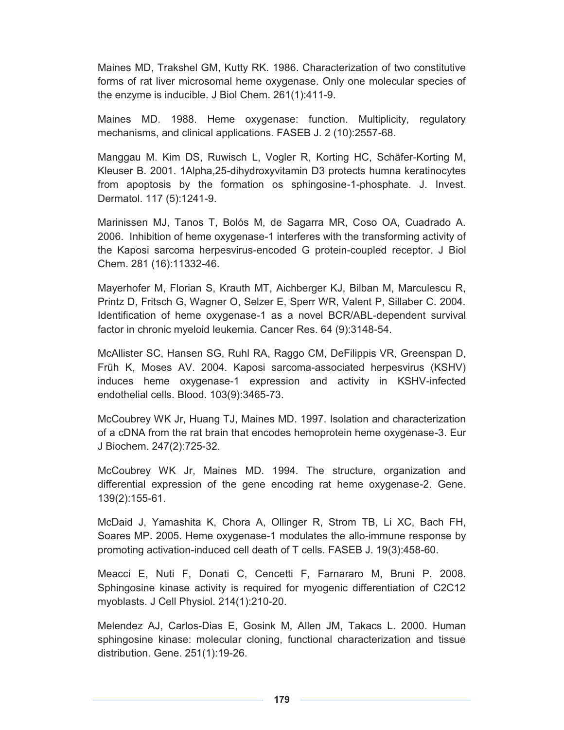Maines MD, Trakshel GM, Kutty RK. 1986. Characterization of two constitutive forms of rat liver microsomal heme oxygenase. Only one molecular species of the enzyme is inducible. J Biol Chem. 261(1):411-9.

Maines MD. 1988. Heme oxygenase: function. Multiplicity, regulatory mechanisms, and clinical applications. FASEB J. 2 (10):2557-68.

Manggau M. Kim DS, Ruwisch L, Vogler R, Korting HC, Schäfer-Korting M, Kleuser B. 2001. 1Alpha,25-dihydroxyvitamin D3 protects humna keratinocytes from apoptosis by the formation os sphingosine-1-phosphate. J. Invest. Dermatol. 117 (5):1241-9.

Marinissen MJ, Tanos T, Bolós M, de Sagarra MR, Coso OA, Cuadrado A. 2006. Inhibition of heme oxygenase-1 interferes with the transforming activity of the Kaposi sarcoma herpesvirus-encoded G protein-coupled receptor. J Biol Chem. 281 (16):11332-46.

Mayerhofer M, Florian S, Krauth MT, Aichberger KJ, Bilban M, Marculescu R, Printz D, Fritsch G, Wagner O, Selzer E, Sperr WR, Valent P, Sillaber C. 2004. Identification of heme oxygenase-1 as a novel BCR/ABL-dependent survival factor in chronic myeloid leukemia. Cancer Res. 64 (9):3148-54.

McAllister SC, Hansen SG, Ruhl RA, Raggo CM, DeFilippis VR, Greenspan D, Früh K, Moses AV. 2004. Kaposi sarcoma-associated herpesvirus (KSHV) induces heme oxygenase-1 expression and activity in KSHV-infected endothelial cells. Blood. 103(9):3465-73.

McCoubrey WK Jr, Huang TJ, Maines MD. 1997. Isolation and characterization of a cDNA from the rat brain that encodes hemoprotein heme oxygenase-3. Eur J Biochem. 247(2):725-32.

McCoubrey WK Jr, Maines MD. 1994. The structure, organization and differential expression of the gene encoding rat heme oxygenase-2. Gene. 139(2):155-61.

McDaid J, Yamashita K, Chora A, Ollinger R, Strom TB, Li XC, Bach FH, Soares MP. 2005. Heme oxygenase-1 modulates the allo-immune response by promoting activation-induced cell death of T cells. FASEB J. 19(3):458-60.

Meacci E, Nuti F, Donati C, Cencetti F, Farnararo M, Bruni P. 2008. Sphingosine kinase activity is required for myogenic differentiation of C2C12 myoblasts. J Cell Physiol. 214(1):210-20.

Melendez AJ, Carlos-Dias E, Gosink M, Allen JM, Takacs L. 2000. Human sphingosine kinase: molecular cloning, functional characterization and tissue distribution. Gene. 251(1):19-26.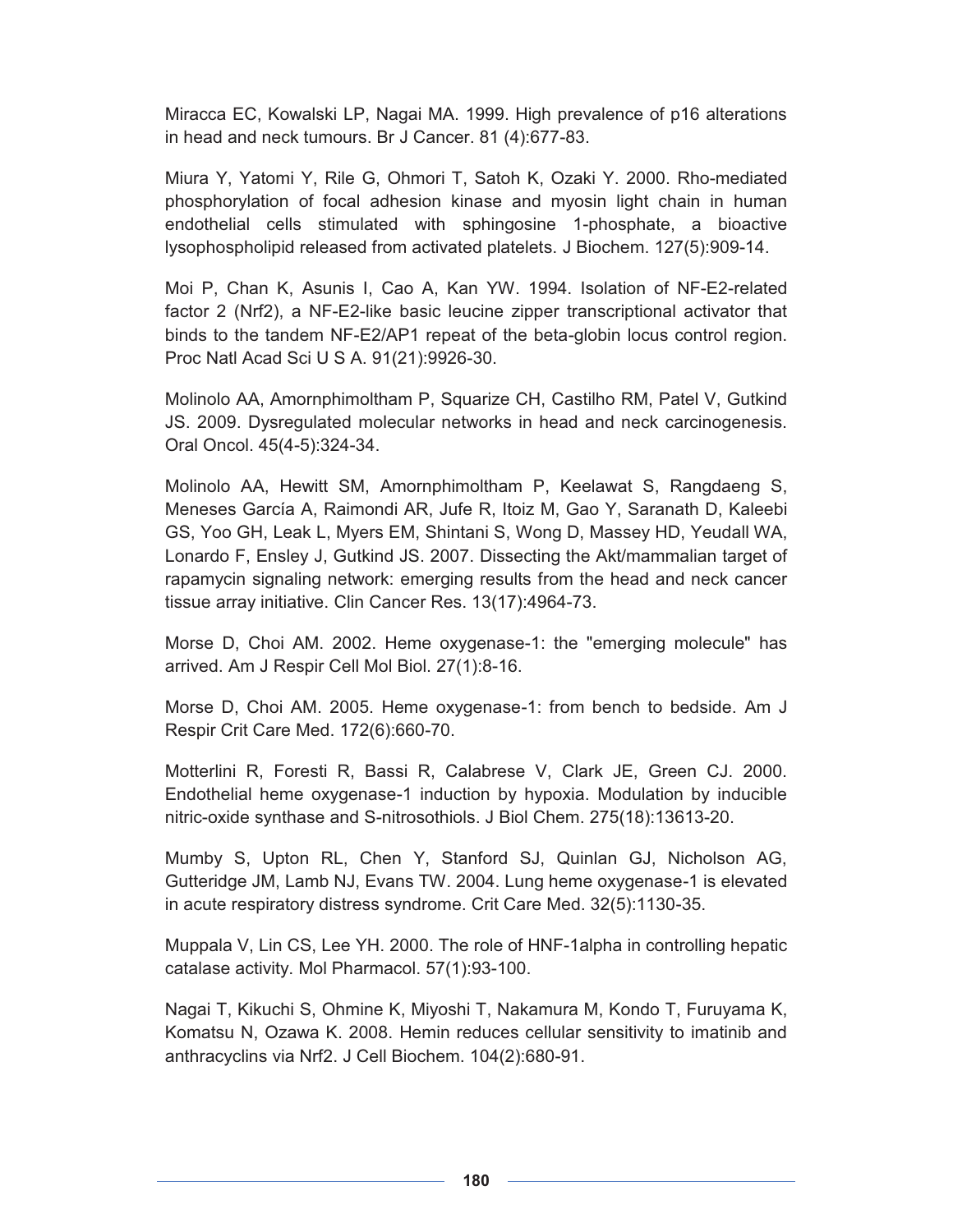Miracca EC, Kowalski LP, Nagai MA. 1999. High prevalence of p16 alterations in head and neck tumours. Br J Cancer. 81 (4):677-83.

Miura Y, Yatomi Y, Rile G, Ohmori T, Satoh K, Ozaki Y. 2000. Rho-mediated phosphorylation of focal adhesion kinase and myosin light chain in human endothelial cells stimulated with sphingosine 1-phosphate, a bioactive lysophospholipid released from activated platelets. J Biochem. 127(5):909-14.

Moi P, Chan K, Asunis I, Cao A, Kan YW. 1994. Isolation of NF-E2-related factor 2 (Nrf2), a NF-E2-like basic leucine zipper transcriptional activator that binds to the tandem NF-E2/AP1 repeat of the beta-globin locus control region. Proc Natl Acad Sci U S A. 91(21):9926-30.

Molinolo AA, Amornphimoltham P, Squarize CH, Castilho RM, Patel V, Gutkind JS. 2009. Dysregulated molecular networks in head and neck carcinogenesis. Oral Oncol. 45(4-5):324-34.

Molinolo AA, Hewitt SM, Amornphimoltham P, Keelawat S, Rangdaeng S, Meneses García A, Raimondi AR, Jufe R, Itoiz M, Gao Y, Saranath D, Kaleebi GS, Yoo GH, Leak L, Myers EM, Shintani S, Wong D, Massey HD, Yeudall WA, Lonardo F, Ensley J, Gutkind JS. 2007. Dissecting the Akt/mammalian target of rapamycin signaling network: emerging results from the head and neck cancer tissue array initiative. Clin Cancer Res. 13(17):4964-73.

Morse D, Choi AM. 2002. Heme oxygenase-1: the "emerging molecule" has arrived. Am J Respir Cell Mol Biol. 27(1):8-16.

Morse D, Choi AM. 2005. Heme oxygenase-1: from bench to bedside. Am J Respir Crit Care Med. 172(6):660-70.

Motterlini R, Foresti R, Bassi R, Calabrese V, Clark JE, Green CJ. 2000. Endothelial heme oxygenase-1 induction by hypoxia. Modulation by inducible nitric-oxide synthase and S-nitrosothiols. J Biol Chem. 275(18):13613-20.

Mumby S, Upton RL, Chen Y, Stanford SJ, Quinlan GJ, Nicholson AG, Gutteridge JM, Lamb NJ, Evans TW. 2004. Lung heme oxygenase-1 is elevated in acute respiratory distress syndrome. Crit Care Med. 32(5):1130-35.

Muppala V, Lin CS, Lee YH. 2000. The role of HNF-1alpha in controlling hepatic catalase activity. Mol Pharmacol. 57(1):93-100.

Nagai T, Kikuchi S, Ohmine K, Miyoshi T, Nakamura M, Kondo T, Furuyama K, Komatsu N, Ozawa K. 2008. Hemin reduces cellular sensitivity to imatinib and anthracyclins via Nrf2. J Cell Biochem. 104(2):680-91.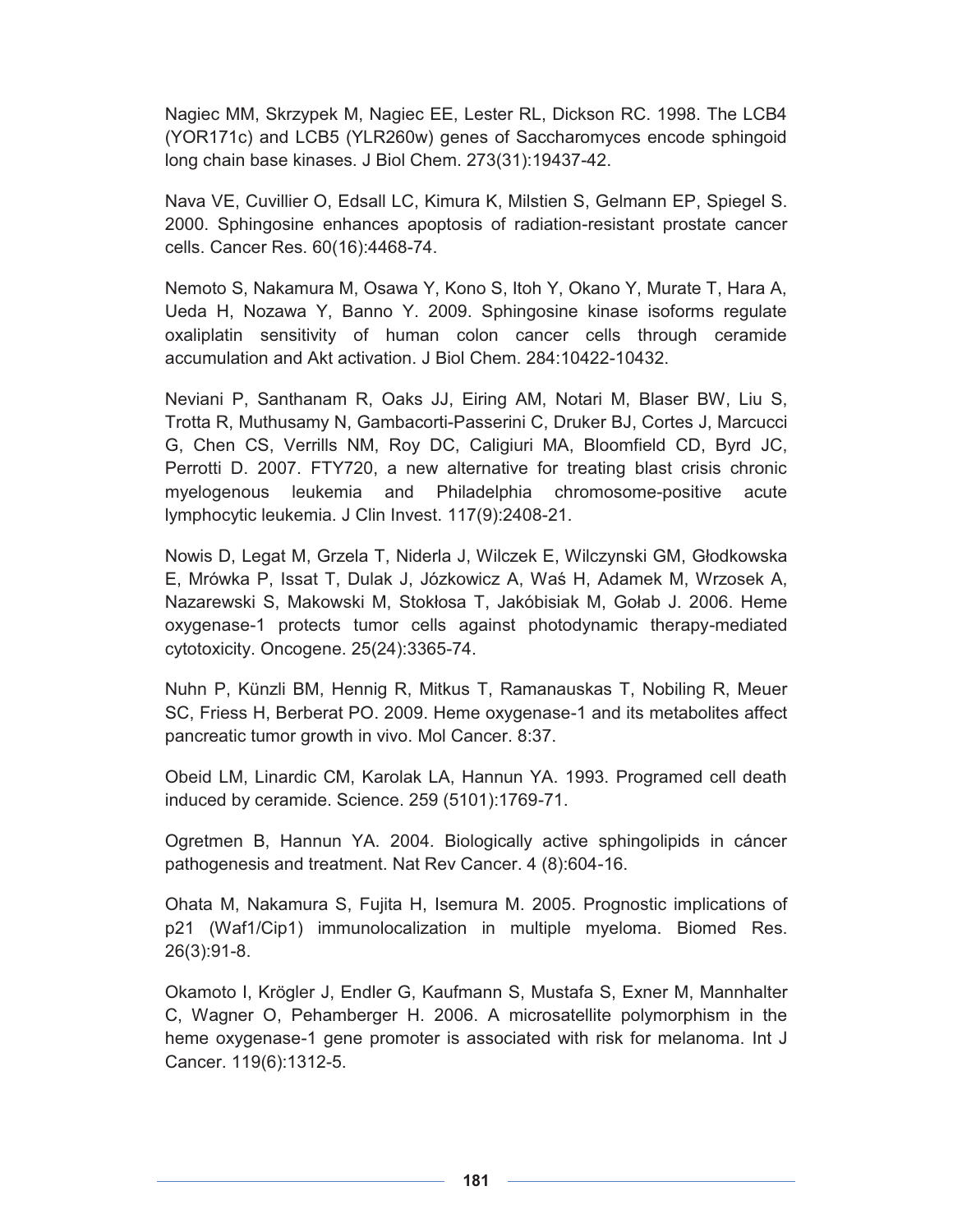Nagiec MM, Skrzypek M, Nagiec EE, Lester RL, Dickson RC. 1998. The LCB4 (YOR171c) and LCB5 (YLR260w) genes of Saccharomyces encode sphingoid long chain base kinases. J Biol Chem. 273(31):19437-42.

Nava VE, Cuvillier O, Edsall LC, Kimura K, Milstien S, Gelmann EP, Spiegel S. 2000. Sphingosine enhances apoptosis of radiation-resistant prostate cancer cells. Cancer Res. 60(16):4468-74.

Nemoto S, Nakamura M, Osawa Y, Kono S, Itoh Y, Okano Y, Murate T, Hara A, Ueda H, Nozawa Y, Banno Y. 2009. Sphingosine kinase isoforms regulate oxaliplatin sensitivity of human colon cancer cells through ceramide accumulation and Akt activation. J Biol Chem. 284:10422-10432.

Neviani P, Santhanam R, Oaks JJ, Eiring AM, Notari M, Blaser BW, Liu S, Trotta R, Muthusamy N, Gambacorti-Passerini C, Druker BJ, Cortes J, Marcucci G, Chen CS, Verrills NM, Roy DC, Caligiuri MA, Bloomfield CD, Byrd JC, Perrotti D. 2007. FTY720, a new alternative for treating blast crisis chronic myelogenous leukemia and Philadelphia chromosome-positive acute lymphocytic leukemia. J Clin Invest. 117(9):2408-21.

Nowis D, Legat M, Grzela T, Niderla J, Wilczek E, Wilczynski GM, Głodkowska E, Mrówka P, Issat T, Dulak J, Józkowicz A, Waś H, Adamek M, Wrzosek A, Nazarewski S, Makowski M, Stokłosa T, Jakóbisiak M, Gołab J. 2006. Heme oxygenase-1 protects tumor cells against photodynamic therapy-mediated cytotoxicity. Oncogene. 25(24):3365-74.

Nuhn P, Künzli BM, Hennig R, Mitkus T, Ramanauskas T, Nobiling R, Meuer SC, Friess H, Berberat PO. 2009. Heme oxygenase-1 and its metabolites affect pancreatic tumor growth in vivo. Mol Cancer. 8:37.

Obeid LM, Linardic CM, Karolak LA, Hannun YA. 1993. Programed cell death induced by ceramide. Science. 259 (5101):1769-71.

Ogretmen B, Hannun YA. 2004. Biologically active sphingolipids in cáncer pathogenesis and treatment. Nat Rev Cancer. 4 (8):604-16.

Ohata M, Nakamura S, Fujita H, Isemura M. 2005. Prognostic implications of p21 (Waf1/Cip1) immunolocalization in multiple myeloma. Biomed Res. 26(3):91-8.

Okamoto I, Krögler J, Endler G, Kaufmann S, Mustafa S, Exner M, Mannhalter C, Wagner O, Pehamberger H. 2006. A microsatellite polymorphism in the heme oxygenase-1 gene promoter is associated with risk for melanoma. Int J Cancer. 119(6):1312-5.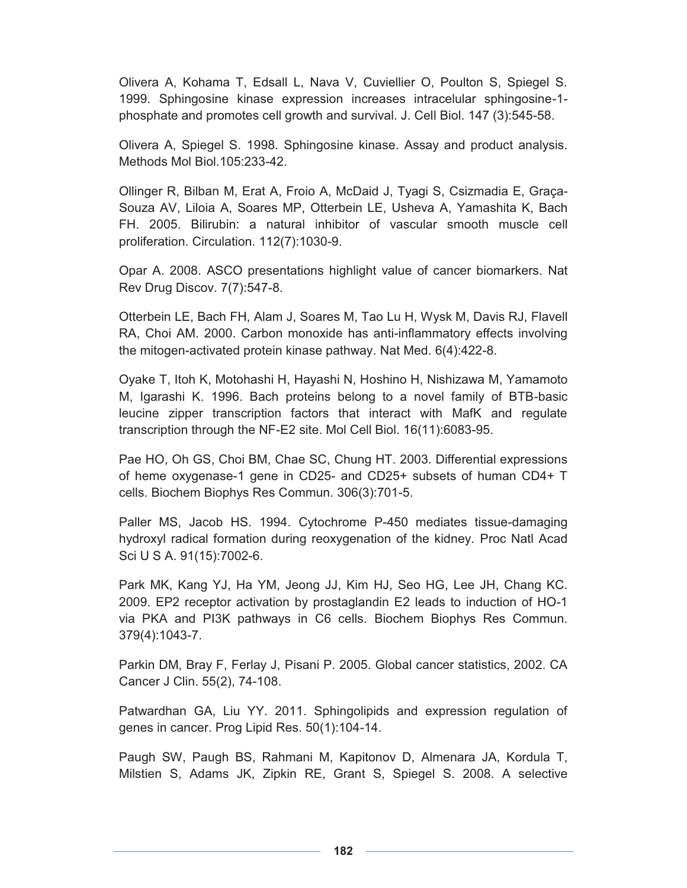Olivera A, Kohama T, Edsall L, Nava V, Cuviellier O, Poulton S, Spiegel S. 1999. Sphingosine kinase expression increases intracelular sphingosine-1-phosphate and promotes cell growth and survival. J. Cell Biol. 147 (3):545-58.

Olivera A, Spiegel S. 1998. Sphingosine kinase. Assay and product analysis. Methods Mol Biol.105:233-42.

Ollinger R, Bilban M, Erat A, Froio A, McDaid J, Tyagi S, Csizmadia E, Graça-Souza AV, Liloia A, Soares MP, Otterbein LE, Usheva A, Yamashita K, Bach FH. 2005. Bilirubin: a natural inhibitor of vascular smooth muscle cell proliferation. Circulation. 112(7):1030-9.

Opar A. 2008. ASCO presentations highlight value of cancer biomarkers. Nat Rev Drug Discov. 7(7):547-8.

Otterbein LE, Bach FH, Alam J, Soares M, Tao Lu H, Wysk M, Davis RJ, Flavell RA, Choi AM. 2000. Carbon monoxide has anti-inflammatory effects involving the mitogen-activated protein kinase pathway. Nat Med. 6(4):422-8.

Oyake T, Itoh K, Motohashi H, Hayashi N, Hoshino H, Nishizawa M, Yamamoto M, Igarashi K. 1996. Bach proteins belong to a novel family of BTB-basic leucine zipper transcription factors that interact with MafK and regulate transcription through the NF-E2 site. Mol Cell Biol. 16(11):6083-95.

Pae HO, Oh GS, Choi BM, Chae SC, Chung HT. 2003. Differential expressions of heme oxygenase-1 gene in CD25- and CD25+ subsets of human CD4+ T cells. Biochem Biophys Res Commun. 306(3):701-5.

Paller MS, Jacob HS. 1994. Cytochrome P-450 mediates tissue-damaging hydroxyl radical formation during reoxygenation of the kidney. Proc Natl Acad Sci U S A. 91(15):7002-6.

Park MK, Kang YJ, Ha YM, Jeong JJ, Kim HJ, Seo HG, Lee JH, Chang KC. 2009. EP2 receptor activation by prostaglandin E2 leads to induction of HO-1 via PKA and PI3K pathways in C6 cells. Biochem Biophys Res Commun. 379(4):1043-7.

Parkin DM, Bray F, Ferlay J, Pisani P. 2005. Global cancer statistics, 2002. CA Cancer J Clin. 55(2), 74-108.

Patwardhan GA, Liu YY. 2011. Sphingolipids and expression regulation of genes in cancer. Prog Lipid Res. 50(1):104-14.

Paugh SW, Paugh BS, Rahmani M, Kapitonov D, Almenara JA, Kordula T, Milstien S, Adams JK, Zipkin RE, Grant S, Spiegel S. 2008. A selective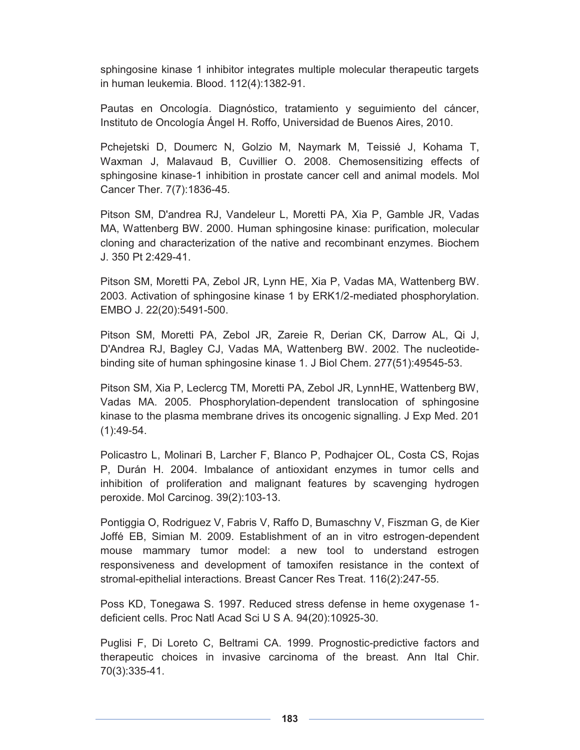sphingosine kinase 1 inhibitor integrates multiple molecular therapeutic targets in human leukemia. Blood. 112(4):1382-91.

Pautas en Oncología. Diagnóstico, tratamiento y seguimiento del cáncer, Instituto de Oncología Ángel H. Roffo, Universidad de Buenos Aires, 2010.

Pchejetski D, Doumerc N, Golzio M, Naymark M, Teissié J, Kohama T, Waxman J, Malavaud B, Cuvillier O. 2008. Chemosensitizing effects of sphingosine kinase-1 inhibition in prostate cancer cell and animal models. Mol Cancer Ther. 7(7):1836-45.

Pitson SM, D'andrea RJ, Vandeleur L, Moretti PA, Xia P, Gamble JR, Vadas MA, Wattenberg BW. 2000. Human sphingosine kinase: purification, molecular cloning and characterization of the native and recombinant enzymes. Biochem J. 350 Pt 2:429-41.

Pitson SM, Moretti PA, Zebol JR, Lynn HE, Xia P, Vadas MA, Wattenberg BW. 2003. Activation of sphingosine kinase 1 by ERK1/2-mediated phosphorylation. EMBO J. 22(20):5491-500.

Pitson SM, Moretti PA, Zebol JR, Zareie R, Derian CK, Darrow AL, Qi J, D'Andrea RJ, Bagley CJ, Vadas MA, Wattenberg BW. 2002. The nucleotide-binding site of human sphingosine kinase 1. J Biol Chem. 277(51):49545-53.

Pitson SM, Xia P, Leclercg TM, Moretti PA, Zebol JR, LynnHE, Wattenberg BW, Vadas MA. 2005. Phosphorylation-dependent translocation of sphingosine kinase to the plasma membrane drives its oncogenic signalling. J Exp Med. 201 (1):49-54.

Policastro L, Molinari B, Larcher F, Blanco P, Podhajcer OL, Costa CS, Rojas P, Durán H. 2004. Imbalance of antioxidant enzymes in tumor cells and inhibition of proliferation and malignant features by scavenging hydrogen peroxide. Mol Carcinog. 39(2):103-13.

Pontiggia O, Rodriguez V, Fabris V, Raffo D, Bumaschny V, Fiszman G, de Kier Joffé EB, Simian M. 2009. Establishment of an in vitro estrogen-dependent mouse mammary tumor model: a new tool to understand estrogen responsiveness and development of tamoxifen resistance in the context of stromal-epithelial interactions. Breast Cancer Res Treat. 116(2):247-55.

Poss KD, Tonegawa S. 1997. Reduced stress defense in heme oxygenase 1-deficient cells. Proc Natl Acad Sci U S A. 94(20):10925-30.

Puglisi F, Di Loreto C, Beltrami CA. 1999. Prognostic-predictive factors and therapeutic choices in invasive carcinoma of the breast. Ann Ital Chir. 70(3):335-41.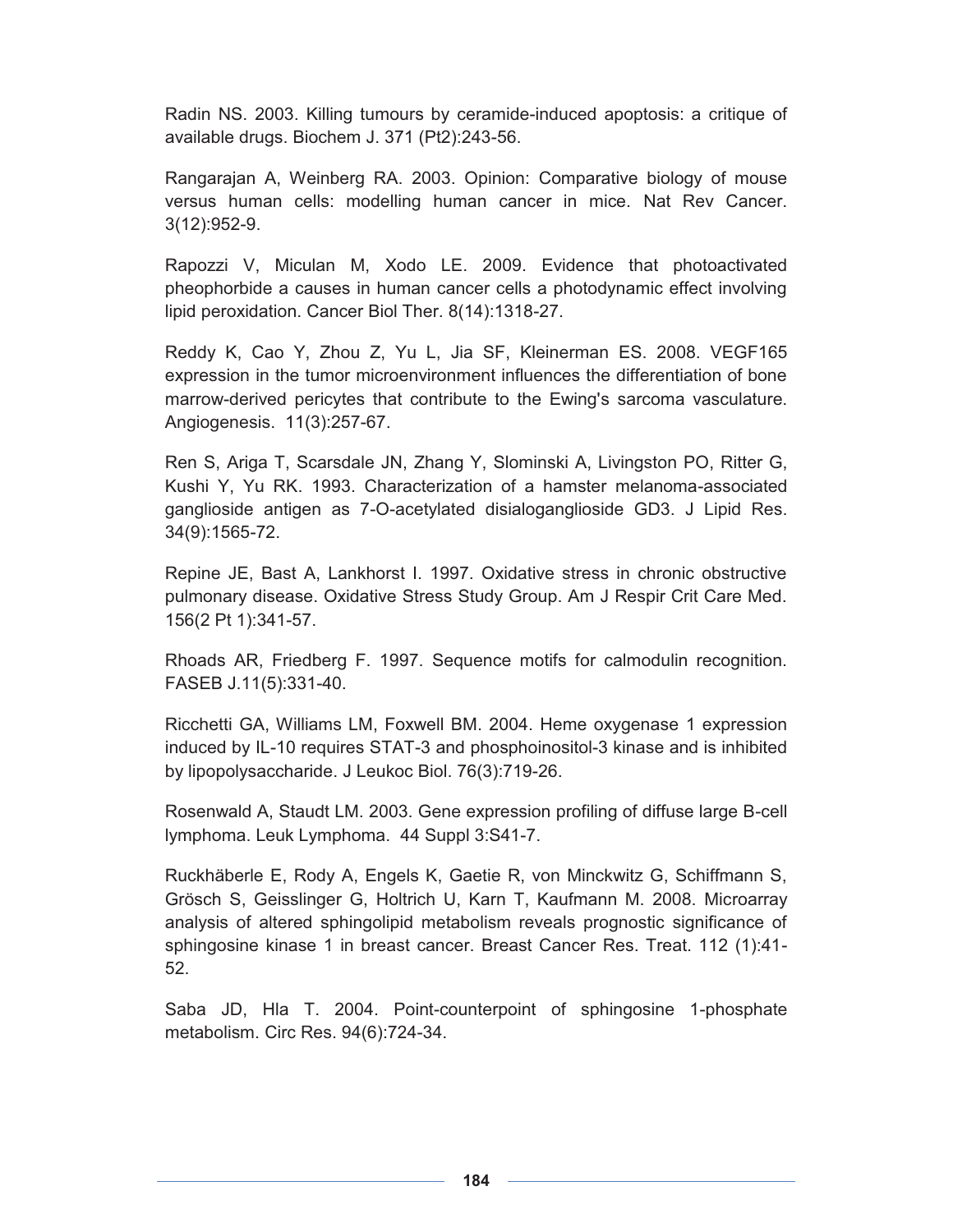Radin NS. 2003. Killing tumours by ceramide-induced apoptosis: a critique of available drugs. Biochem J. 371 (Pt2):243-56.

Rangarajan A, Weinberg RA. 2003. Opinion: Comparative biology of mouse versus human cells: modelling human cancer in mice. Nat Rev Cancer. 3(12):952-9.

Rapozzi V, Miculan M, Xodo LE. 2009. Evidence that photoactivated pheophorbide a causes in human cancer cells a photodynamic effect involving lipid peroxidation. Cancer Biol Ther. 8(14):1318-27.

Reddy K, Cao Y, Zhou Z, Yu L, Jia SF, Kleinerman ES. 2008. VEGF165 expression in the tumor microenvironment influences the differentiation of bone marrow-derived pericytes that contribute to the Ewing's sarcoma vasculature. Angiogenesis. 11(3):257-67.

Ren S, Ariga T, Scarsdale JN, Zhang Y, Slominski A, Livingston PO, Ritter G, Kushi Y, Yu RK. 1993. Characterization of a hamster melanoma-associated ganglioside antigen as 7-O-acetylated disialoganglioside GD3. J Lipid Res. 34(9):1565-72.

Repine JE, Bast A, Lankhorst I. 1997. Oxidative stress in chronic obstructive pulmonary disease. Oxidative Stress Study Group. Am J Respir Crit Care Med. 156(2 Pt 1):341-57.

Rhoads AR, Friedberg F. 1997. Sequence motifs for calmodulin recognition. FASEB J.11(5):331-40.

Ricchetti GA, Williams LM, Foxwell BM. 2004. Heme oxygenase 1 expression induced by IL-10 requires STAT-3 and phosphoinositol-3 kinase and is inhibited by lipopolysaccharide. J Leukoc Biol. 76(3):719-26.

Rosenwald A, Staudt LM. 2003. Gene expression profiling of diffuse large B-cell lymphoma. Leuk Lymphoma. 44 Suppl 3:S41-7.

Ruckhäberle E, Rody A, Engels K, Gaetie R, von Minckwitz G, Schiffmann S, Grösch S, Geisslinger G, Holtrich U, Karn T, Kaufmann M. 2008. Microarray analysis of altered sphingolipid metabolism reveals prognostic significance of sphingosine kinase 1 in breast cancer. Breast Cancer Res. Treat. 112 (1):41-52.

Saba JD, Hla T. 2004. Point-counterpoint of sphingosine 1-phosphate metabolism. Circ Res. 94(6):724-34.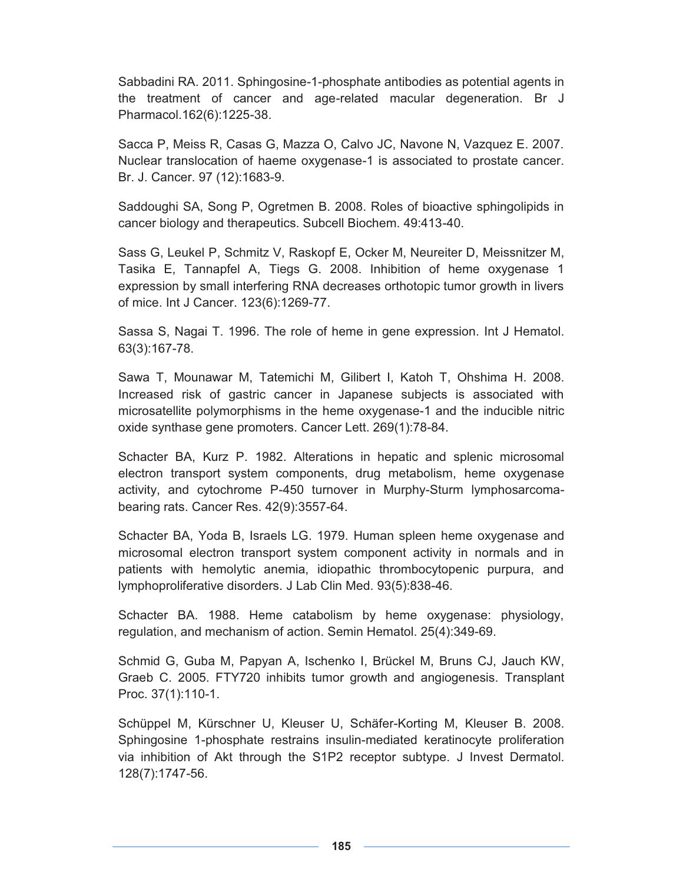Sabbadini RA. 2011. Sphingosine-1-phosphate antibodies as potential agents in the treatment of cancer and age-related macular degeneration. Br J Pharmacol.162(6):1225-38.

Sacca P, Meiss R, Casas G, Mazza O, Calvo JC, Navone N, Vazquez E. 2007. Nuclear translocation of haeme oxygenase-1 is associated to prostate cancer. Br. J. Cancer. 97 (12):1683-9.

Saddoughi SA, Song P, Ogretmen B. 2008. Roles of bioactive sphingolipids in cancer biology and therapeutics. Subcell Biochem. 49:413-40.

Sass G, Leukel P, Schmitz V, Raskopf E, Ocker M, Neureiter D, Meissnitzer M, Tasika E, Tannapfel A, Tiegs G. 2008. Inhibition of heme oxygenase 1 expression by small interfering RNA decreases orthotopic tumor growth in livers of mice. Int J Cancer. 123(6):1269-77.

Sassa S, Nagai T. 1996. The role of heme in gene expression. Int J Hematol. 63(3):167-78.

Sawa T, Mounawar M, Tatemichi M, Gilibert I, Katoh T, Ohshima H. 2008. Increased risk of gastric cancer in Japanese subjects is associated with microsatellite polymorphisms in the heme oxygenase-1 and the inducible nitric oxide synthase gene promoters. Cancer Lett. 269(1):78-84.

Schacter BA, Kurz P. 1982. Alterations in hepatic and splenic microsomal electron transport system components, drug metabolism, heme oxygenase activity, and cytochrome P-450 turnover in Murphy-Sturm lymphosarcoma-bearing rats. Cancer Res. 42(9):3557-64.

Schacter BA, Yoda B, Israels LG. 1979. Human spleen heme oxygenase and microsomal electron transport system component activity in normals and in patients with hemolytic anemia, idiopathic thrombocytopenic purpura, and lymphoproliferative disorders. J Lab Clin Med. 93(5):838-46.

Schacter BA. 1988. Heme catabolism by heme oxygenase: physiology, regulation, and mechanism of action. Semin Hematol. 25(4):349-69.

Schmid G, Guba M, Papyan A, Ischenko I, Brückel M, Bruns CJ, Jauch KW, Graeb C. 2005. FTY720 inhibits tumor growth and angiogenesis. Transplant Proc. 37(1):110-1.

Schüppel M, Kürschner U, Kleuser U, Schäfer-Korting M, Kleuser B. 2008. Sphingosine 1-phosphate restrains insulin-mediated keratinocyte proliferation via inhibition of Akt through the S1P2 receptor subtype. J Invest Dermatol. 128(7):1747-56.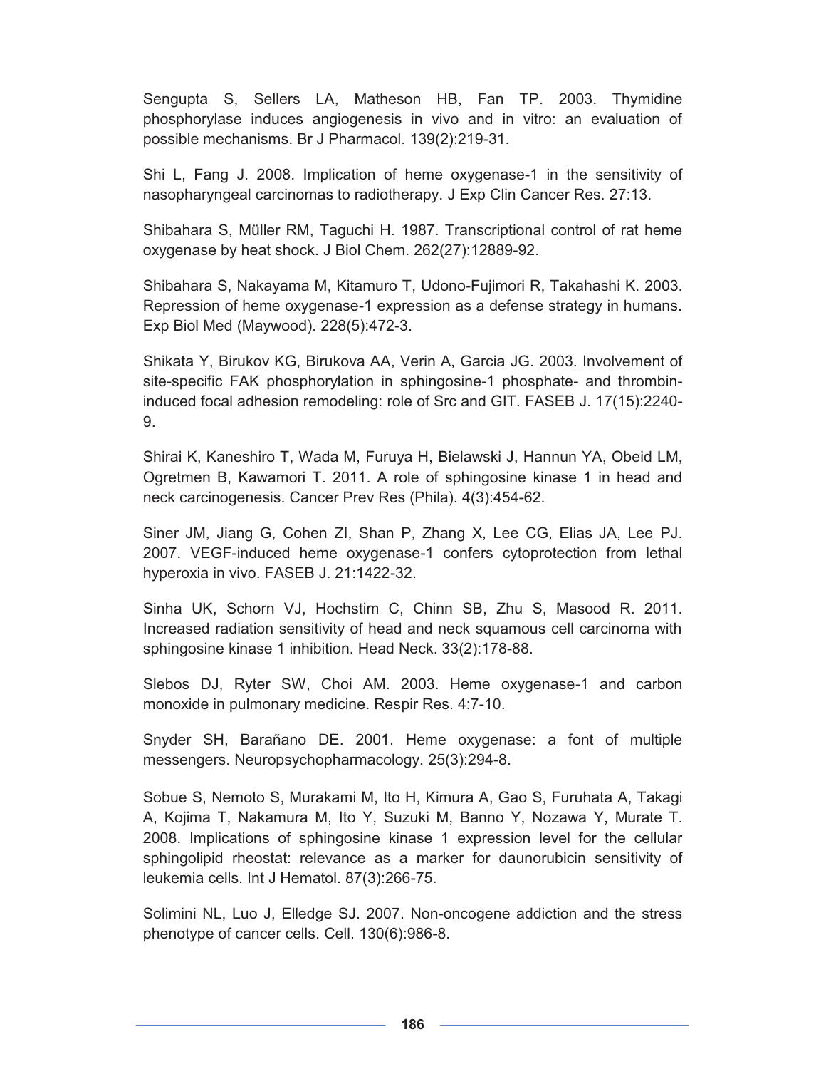Sengupta S, Sellers LA, Matheson HB, Fan TP. 2003. Thymidine phosphorylase induces angiogenesis in vivo and in vitro: an evaluation of possible mechanisms. Br J Pharmacol. 139(2):219-31.

Shi L, Fang J. 2008. Implication of heme oxygenase-1 in the sensitivity of nasopharyngeal carcinomas to radiotherapy. J Exp Clin Cancer Res. 27:13.

Shibahara S, Müller RM, Taguchi H. 1987. Transcriptional control of rat heme oxygenase by heat shock. J Biol Chem. 262(27):12889-92.

Shibahara S, Nakayama M, Kitamuro T, Udono-Fujimori R, Takahashi K. 2003. Repression of heme oxygenase-1 expression as a defense strategy in humans. Exp Biol Med (Maywood). 228(5):472-3.

Shikata Y, Birukov KG, Birukova AA, Verin A, Garcia JG. 2003. Involvement of site-specific FAK phosphorylation in sphingosine-1 phosphate- and thrombin-induced focal adhesion remodeling: role of Src and GIT. FASEB J. 17(15):2240-9.

Shirai K, Kaneshiro T, Wada M, Furuya H, Bielawski J, Hannun YA, Obeid LM, Ogretmen B, Kawamori T. 2011. A role of sphingosine kinase 1 in head and neck carcinogenesis. Cancer Prev Res (Phila). 4(3):454-62.

Siner JM, Jiang G, Cohen ZI, Shan P, Zhang X, Lee CG, Elias JA, Lee PJ. 2007. VEGF-induced heme oxygenase-1 confers cytoprotection from lethal hyperoxia in vivo. FASEB J. 21:1422-32.

Sinha UK, Schorn VJ, Hochstim C, Chinn SB, Zhu S, Masood R. 2011. Increased radiation sensitivity of head and neck squamous cell carcinoma with sphingosine kinase 1 inhibition. Head Neck. 33(2):178-88.

Slebos DJ, Ryter SW, Choi AM. 2003. Heme oxygenase-1 and carbon monoxide in pulmonary medicine. Respir Res. 4:7-10.

Snyder SH, Barañano DE. 2001. Heme oxygenase: a font of multiple messengers. Neuropsychopharmacology. 25(3):294-8.

Sobue S, Nemoto S, Murakami M, Ito H, Kimura A, Gao S, Furuhata A, Takagi A, Kojima T, Nakamura M, Ito Y, Suzuki M, Banno Y, Nozawa Y, Murate T. 2008. Implications of sphingosine kinase 1 expression level for the cellular sphingolipid rheostat: relevance as a marker for daunorubicin sensitivity of leukemia cells. Int J Hematol. 87(3):266-75.

Solimini NL, Luo J, Elledge SJ. 2007. Non-oncogene addiction and the stress phenotype of cancer cells. Cell. 130(6):986-8.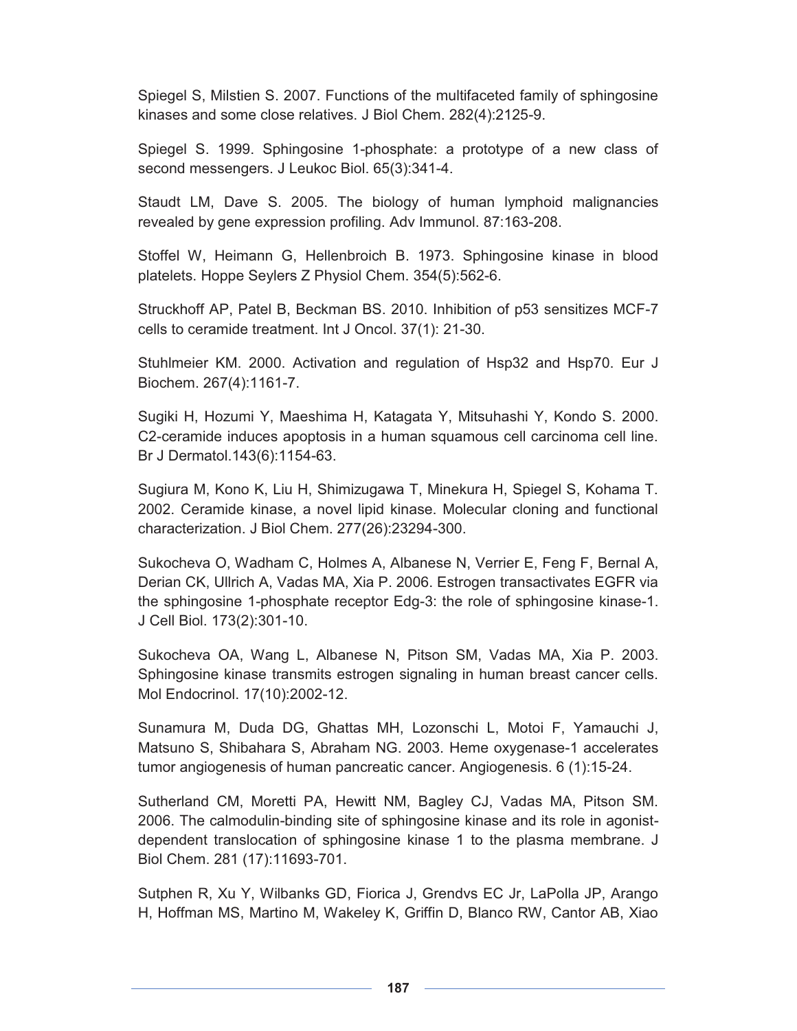Spiegel S, Milstien S. 2007. Functions of the multifaceted family of sphingosine kinases and some close relatives. J Biol Chem. 282(4):2125-9.

Spiegel S. 1999. Sphingosine 1-phosphate: a prototype of a new class of second messengers. J Leukoc Biol. 65(3):341-4.

Staudt LM, Dave S. 2005. The biology of human lymphoid malignancies revealed by gene expression profiling. Adv Immunol. 87:163-208.

Stoffel W, Heimann G, Hellenbroich B. 1973. Sphingosine kinase in blood platelets. Hoppe Seylers Z Physiol Chem. 354(5):562-6.

Struckhoff AP, Patel B, Beckman BS. 2010. Inhibition of p53 sensitizes MCF-7 cells to ceramide treatment. Int J Oncol. 37(1): 21-30.

Stuhlmeier KM. 2000. Activation and regulation of Hsp32 and Hsp70. Eur J Biochem. 267(4):1161-7.

Sugiki H, Hozumi Y, Maeshima H, Katagata Y, Mitsuhashi Y, Kondo S. 2000. C2-ceramide induces apoptosis in a human squamous cell carcinoma cell line. Br J Dermatol.143(6):1154-63.

Sugiura M, Kono K, Liu H, Shimizugawa T, Minekura H, Spiegel S, Kohama T. 2002. Ceramide kinase, a novel lipid kinase. Molecular cloning and functional characterization. J Biol Chem. 277(26):23294-300.

Sukocheva O, Wadham C, Holmes A, Albanese N, Verrier E, Feng F, Bernal A, Derian CK, Ullrich A, Vadas MA, Xia P. 2006. Estrogen transactivates EGFR via the sphingosine 1-phosphate receptor Edg-3: the role of sphingosine kinase-1. J Cell Biol. 173(2):301-10.

Sukocheva OA, Wang L, Albanese N, Pitson SM, Vadas MA, Xia P. 2003. Sphingosine kinase transmits estrogen signaling in human breast cancer cells. Mol Endocrinol. 17(10):2002-12.

Sunamura M, Duda DG, Ghattas MH, Lozonschi L, Motoi F, Yamauchi J, Matsuno S, Shibahara S, Abraham NG. 2003. Heme oxygenase-1 accelerates tumor angiogenesis of human pancreatic cancer. Angiogenesis. 6 (1):15-24.

Sutherland CM, Moretti PA, Hewitt NM, Bagley CJ, Vadas MA, Pitson SM. 2006. The calmodulin-binding site of sphingosine kinase and its role in agonist-dependent translocation of sphingosine kinase 1 to the plasma membrane. J Biol Chem. 281 (17):11693-701.

Sutphen R, Xu Y, Wilbanks GD, Fiorica J, Grendvs EC Jr, LaPolla JP, Arango H, Hoffman MS, Martino M, Wakeley K, Griffin D, Blanco RW, Cantor AB, Xiao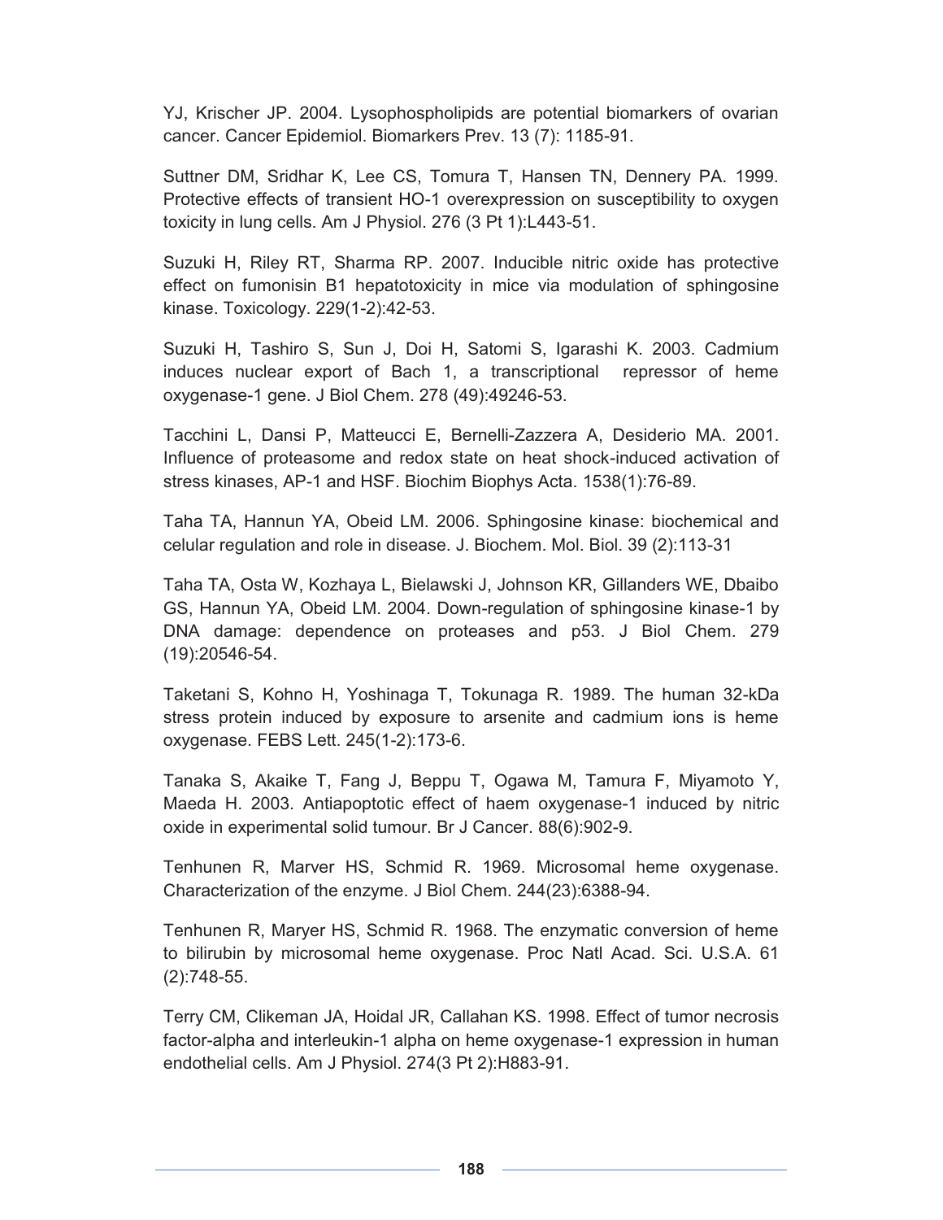YJ, Krischer JP. 2004. Lysophospholipids are potential biomarkers of ovarian cancer. Cancer Epidemiol. Biomarkers Prev. 13 (7): 1185-91.

Suttner DM, Sridhar K, Lee CS, Tomura T, Hansen TN, Dennery PA. 1999. Protective effects of transient HO-1 overexpression on susceptibility to oxygen toxicity in lung cells. Am J Physiol. 276 (3 Pt 1):L443-51.

Suzuki H, Riley RT, Sharma RP. 2007. Inducible nitric oxide has protective effect on fumonisin B1 hepatotoxicity in mice via modulation of sphingosine kinase. Toxicology. 229(1-2):42-53.

Suzuki H, Tashiro S, Sun J, Doi H, Satomi S, Igarashi K. 2003. Cadmium induces nuclear export of Bach 1, a transcriptional repressor of heme oxygenase-1 gene. J Biol Chem. 278 (49):49246-53.

Tacchini L, Dansi P, Matteucci E, Bernelli-Zazzera A, Desiderio MA. 2001. Influence of proteasome and redox state on heat shock-induced activation of stress kinases, AP-1 and HSF. Biochim Biophys Acta. 1538(1):76-89.

Taha TA, Hannun YA, Obeid LM. 2006. Sphingosine kinase: biochemical and celular regulation and role in disease. J. Biochem. Mol. Biol. 39 (2):113-31

Taha TA, Osta W, Kozhaya L, Bielawski J, Johnson KR, Gillanders WE, Dbaibo GS, Hannun YA, Obeid LM. 2004. Down-regulation of sphingosine kinase-1 by DNA damage: dependence on proteases and p53. J Biol Chem. 279 (19):20546-54.

Taketani S, Kohno H, Yoshinaga T, Tokunaga R. 1989. The human 32-kDa stress protein induced by exposure to arsenite and cadmium ions is heme oxygenase. FEBS Lett. 245(1-2):173-6.

Tanaka S, Akaike T, Fang J, Beppu T, Ogawa M, Tamura F, Miyamoto Y, Maeda H. 2003. Antiapoptotic effect of haem oxygenase-1 induced by nitric oxide in experimental solid tumour. Br J Cancer. 88(6):902-9.

Tenhunen R, Marver HS, Schmid R. 1969. Microsomal heme oxygenase. Characterization of the enzyme. J Biol Chem. 244(23):6388-94.

Tenhunen R, Maryer HS, Schmid R. 1968. The enzymatic conversion of heme to bilirubin by microsomal heme oxygenase. Proc Natl Acad. Sci. U.S.A. 61 (2):748-55.

Terry CM, Clikeman JA, Hoidal JR, Callahan KS. 1998. Effect of tumor necrosis factor-alpha and interleukin-1 alpha on heme oxygenase-1 expression in human endothelial cells. Am J Physiol. 274(3 Pt 2):H883-91.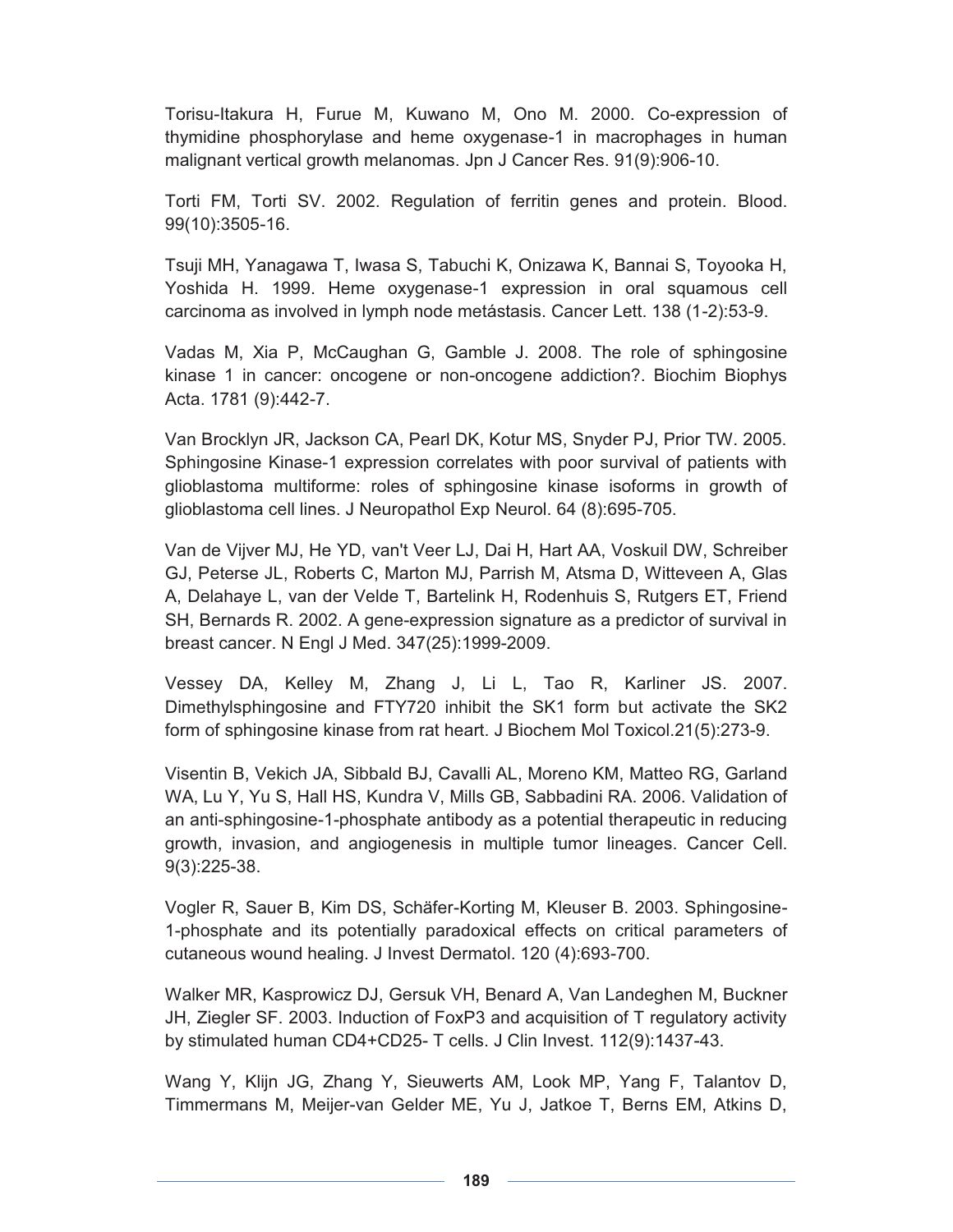Torisu-Itakura H, Furue M, Kuwano M, Ono M. 2000. Co-expression of thymidine phosphorylase and heme oxygenase-1 in macrophages in human malignant vertical growth melanomas. Jpn J Cancer Res. 91(9):906-10.

Torti FM, Torti SV. 2002. Regulation of ferritin genes and protein. Blood. 99(10):3505-16.

Tsuji MH, Yanagawa T, Iwasa S, Tabuchi K, Onizawa K, Bannai S, Toyooka H, Yoshida H. 1999. Heme oxygenase-1 expression in oral squamous cell carcinoma as involved in lymph node metástasis. Cancer Lett. 138 (1-2):53-9.

Vadas M, Xia P, McCaughan G, Gamble J. 2008. The role of sphingosine kinase 1 in cancer: oncogene or non-oncogene addiction?. Biochim Biophys Acta. 1781 (9):442-7.

Van Brocklyn JR, Jackson CA, Pearl DK, Kotur MS, Snyder PJ, Prior TW. 2005. Sphingosine Kinase-1 expression correlates with poor survival of patients with glioblastoma multiforme: roles of sphingosine kinase isoforms in growth of glioblastoma cell lines. J Neuropathol Exp Neurol. 64 (8):695-705.

Van de Vijver MJ, He YD, van't Veer LJ, Dai H, Hart AA, Voskuil DW, Schreiber GJ, Peterse JL, Roberts C, Marton MJ, Parrish M, Atsma D, Witteveen A, Glas A, Delahaye L, van der Velde T, Bartelink H, Rodenhuis S, Rutgers ET, Friend SH, Bernards R. 2002. A gene-expression signature as a predictor of survival in breast cancer. N Engl J Med. 347(25):1999-2009.

Vessey DA, Kelley M, Zhang J, Li L, Tao R, Karliner JS. 2007. Dimethylsphingosine and FTY720 inhibit the SK1 form but activate the SK2 form of sphingosine kinase from rat heart. J Biochem Mol Toxicol.21(5):273-9.

Visentin B, Vekich JA, Sibbald BJ, Cavalli AL, Moreno KM, Matteo RG, Garland WA, Lu Y, Yu S, Hall HS, Kundra V, Mills GB, Sabbadini RA. 2006. Validation of an anti-sphingosine-1-phosphate antibody as a potential therapeutic in reducing growth, invasion, and angiogenesis in multiple tumor lineages. Cancer Cell. 9(3):225-38.

Vogler R, Sauer B, Kim DS, Schäfer-Korting M, Kleuser B. 2003. Sphingosine-1-phosphate and its potentially paradoxical effects on critical parameters of cutaneous wound healing. J Invest Dermatol. 120 (4):693-700.

Walker MR, Kasprowicz DJ, Gersuk VH, Benard A, Van Landeghen M, Buckner JH, Ziegler SF. 2003. Induction of FoxP3 and acquisition of T regulatory activity by stimulated human CD4+CD25- T cells. J Clin Invest. 112(9):1437-43.

Wang Y, Klijn JG, Zhang Y, Sieuwerts AM, Look MP, Yang F, Talantov D, Timmermans M, Meijer-van Gelder ME, Yu J, Jatkoe T, Berns EM, Atkins D,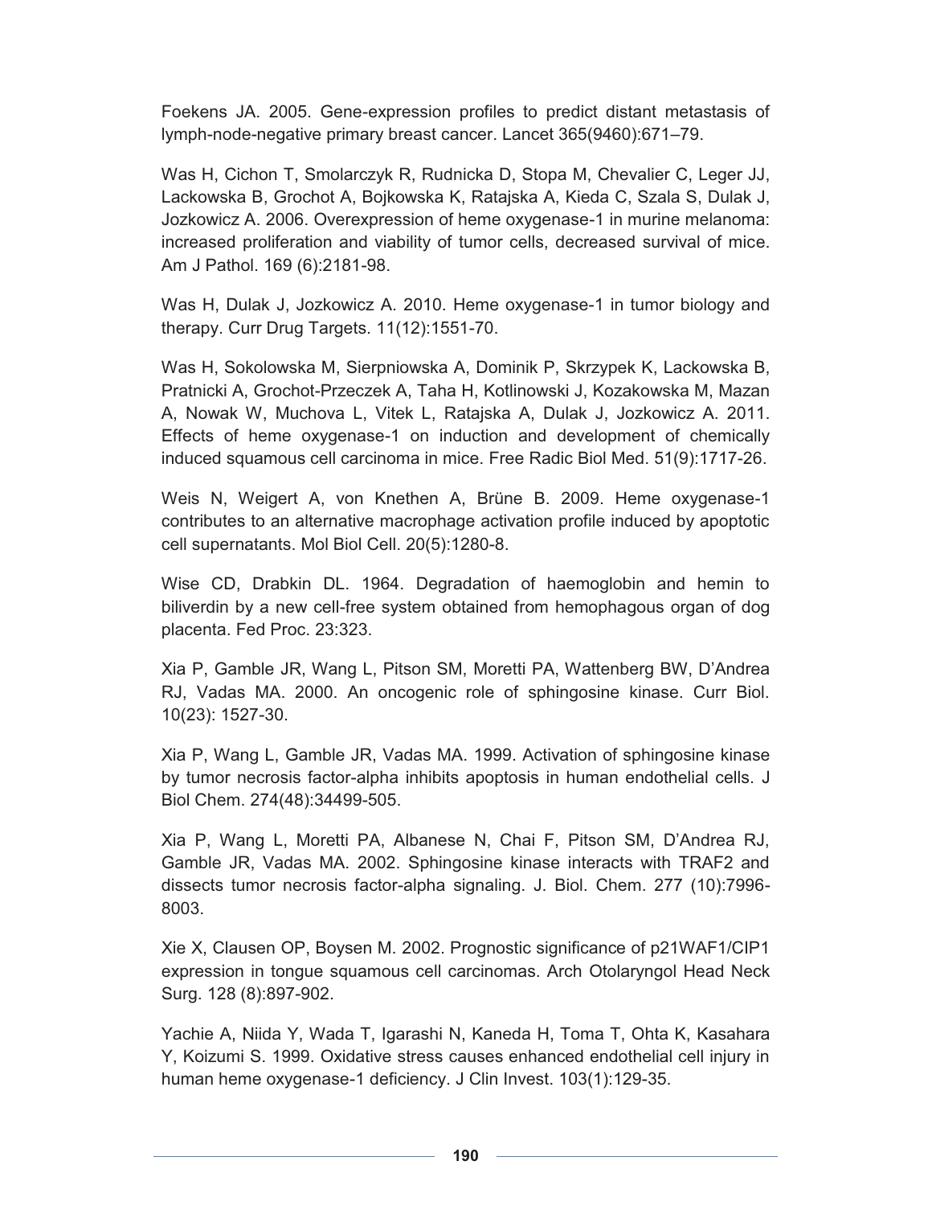Foekens JA. 2005. Gene-expression profiles to predict distant metastasis of lymph-node-negative primary breast cancer. Lancet 365(9460):671–79.

Was H, Cichon T, Smolarczyk R, Rudnicka D, Stopa M, Chevalier C, Leger JJ, Lackowska B, Grochot A, Bojkowska K, Ratajska A, Kieda C, Szala S, Dulak J, Jozkowicz A. 2006. Overexpression of heme oxygenase-1 in murine melanoma: increased proliferation and viability of tumor cells, decreased survival of mice. Am J Pathol. 169 (6):2181-98.

Was H, Dulak J, Jozkowicz A. 2010. Heme oxygenase-1 in tumor biology and therapy. Curr Drug Targets. 11(12):1551-70.

Was H, Sokolowska M, Sierpniowska A, Dominik P, Skrzypek K, Lackowska B, Pratnicki A, Grochot-Przeczek A, Taha H, Kotlinowski J, Kozakowska M, Mazan A, Nowak W, Muchova L, Vitek L, Ratajska A, Dulak J, Jozkowicz A. 2011. Effects of heme oxygenase-1 on induction and development of chemically induced squamous cell carcinoma in mice. Free Radic Biol Med. 51(9):1717-26.

Weis N, Weigert A, von Knethen A, Brüne B. 2009. Heme oxygenase-1 contributes to an alternative macrophage activation profile induced by apoptotic cell supernatants. Mol Biol Cell. 20(5):1280-8.

Wise CD, Drabkin DL. 1964. Degradation of haemoglobin and hemin to biliverdin by a new cell-free system obtained from hemophagous organ of dog placenta. Fed Proc. 23:323.

Xia P, Gamble JR, Wang L, Pitson SM, Moretti PA, Wattenberg BW, D'Andrea RJ, Vadas MA. 2000. An oncogenic role of sphingosine kinase. Curr Biol. 10(23): 1527-30.

Xia P, Wang L, Gamble JR, Vadas MA. 1999. Activation of sphingosine kinase by tumor necrosis factor-alpha inhibits apoptosis in human endothelial cells. J Biol Chem. 274(48):34499-505.

Xia P, Wang L, Moretti PA, Albanese N, Chai F, Pitson SM, D'Andrea RJ, Gamble JR, Vadas MA. 2002. Sphingosine kinase interacts with TRAF2 and dissects tumor necrosis factor-alpha signaling. J. Biol. Chem. 277 (10):7996-8003.

Xie X, Clausen OP, Boysen M. 2002. Prognostic significance of p21WAF1/CIP1 expression in tongue squamous cell carcinomas. Arch Otolaryngol Head Neck Surg. 128 (8):897-902.

Yachie A, Niida Y, Wada T, Igarashi N, Kaneda H, Toma T, Ohta K, Kasahara Y, Koizumi S. 1999. Oxidative stress causes enhanced endothelial cell injury in human heme oxygenase-1 deficiency. J Clin Invest. 103(1):129-35.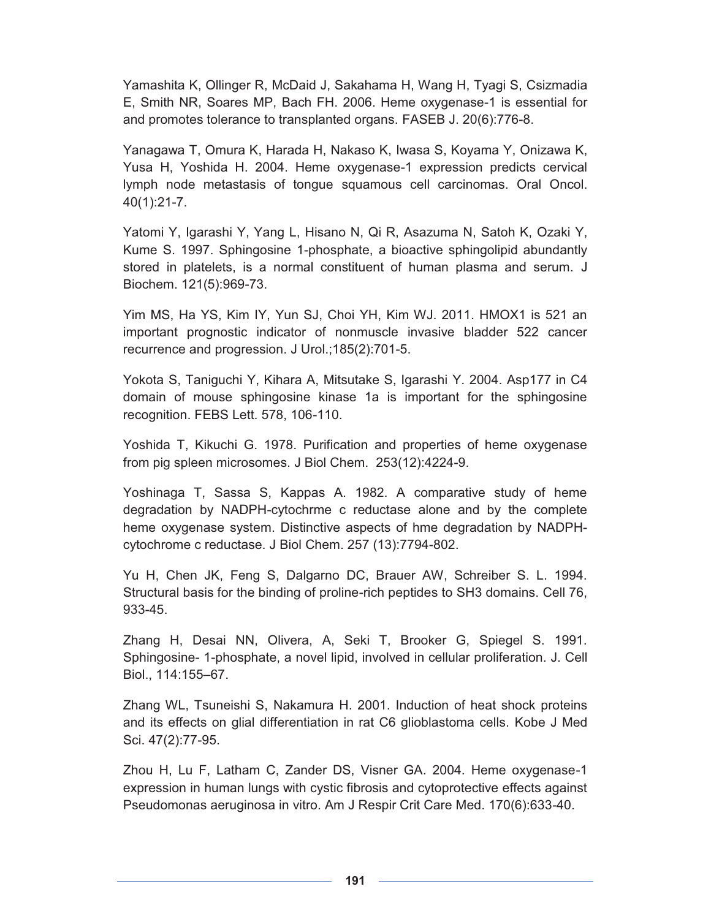Yamashita K, Ollinger R, McDaid J, Sakahama H, Wang H, Tyagi S, Csizmadia E, Smith NR, Soares MP, Bach FH. 2006. Heme oxygenase-1 is essential for and promotes tolerance to transplanted organs. FASEB J. 20(6):776-8.

Yanagawa T, Omura K, Harada H, Nakaso K, Iwasa S, Koyama Y, Onizawa K, Yusa H, Yoshida H. 2004. Heme oxygenase-1 expression predicts cervical lymph node metastasis of tongue squamous cell carcinomas. Oral Oncol. 40(1):21-7.

Yatomi Y, Igarashi Y, Yang L, Hisano N, Qi R, Asazuma N, Satoh K, Ozaki Y, Kume S. 1997. Sphingosine 1-phosphate, a bioactive sphingolipid abundantly stored in platelets, is a normal constituent of human plasma and serum. J Biochem. 121(5):969-73.

Yim MS, Ha YS, Kim IY, Yun SJ, Choi YH, Kim WJ. 2011. HMOX1 is 521 an important prognostic indicator of nonmuscle invasive bladder 522 cancer recurrence and progression. J Urol.;185(2):701-5.

Yokota S, Taniguchi Y, Kihara A, Mitsutake S, Igarashi Y. 2004. Asp177 in C4 domain of mouse sphingosine kinase 1a is important for the sphingosine recognition. FEBS Lett. 578, 106-110.

Yoshida T, Kikuchi G. 1978. Purification and properties of heme oxygenase from pig spleen microsomes. J Biol Chem. 253(12):4224-9.

Yoshinaga T, Sassa S, Kappas A. 1982. A comparative study of heme degradation by NADPH-cytochrme c reductase alone and by the complete heme oxygenase system. Distinctive aspects of hme degradation by NADPH-cytochrome c reductase. J Biol Chem. 257 (13):7794-802.

Yu H, Chen JK, Feng S, Dalgarno DC, Brauer AW, Schreiber S. L. 1994. Structural basis for the binding of proline-rich peptides to SH3 domains. Cell 76, 933-45.

Zhang H, Desai NN, Olivera, A, Seki T, Brooker G, Spiegel S. 1991. Sphingosine- 1-phosphate, a novel lipid, involved in cellular proliferation. J. Cell Biol., 114:155–67.

Zhang WL, Tsuneishi S, Nakamura H. 2001. Induction of heat shock proteins and its effects on glial differentiation in rat C6 glioblastoma cells. Kobe J Med Sci. 47(2):77-95.

Zhou H, Lu F, Latham C, Zander DS, Visner GA. 2004. Heme oxygenase-1 expression in human lungs with cystic fibrosis and cytoprotective effects against Pseudomonas aeruginosa in vitro. Am J Respir Crit Care Med. 170(6):633-40.